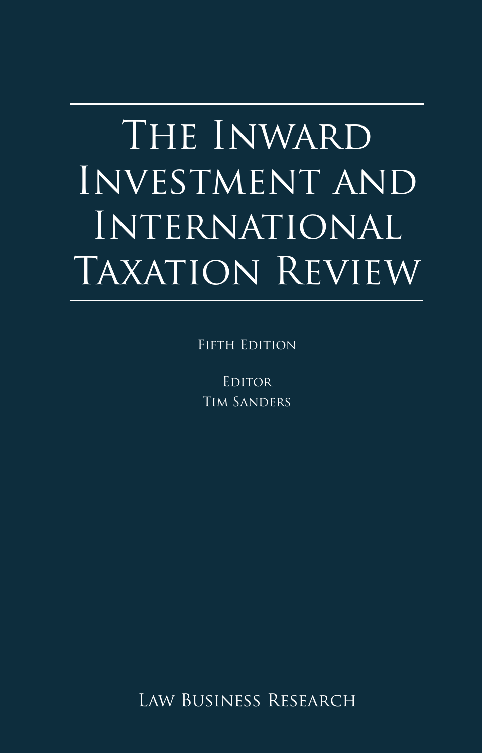# The Inward Investment and International Taxation Review

Fifth Edition

Editor
Tim Sanders

Law Business Research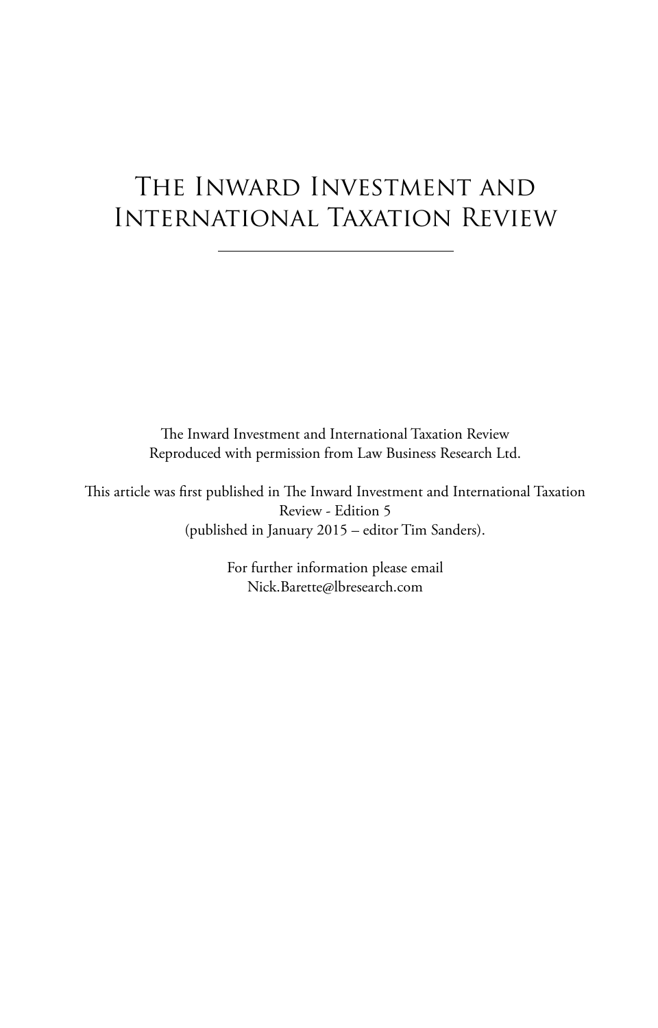# The Inward Investment and International Taxation Review

The Inward Investment and International Taxation Review
Reproduced with permission from Law Business Research Ltd.

This article was first published in The Inward Investment and International Taxation Review - Edition 5
(published in January 2015 – editor Tim Sanders).

For further information please email
Nick.Barette@lbresearch.com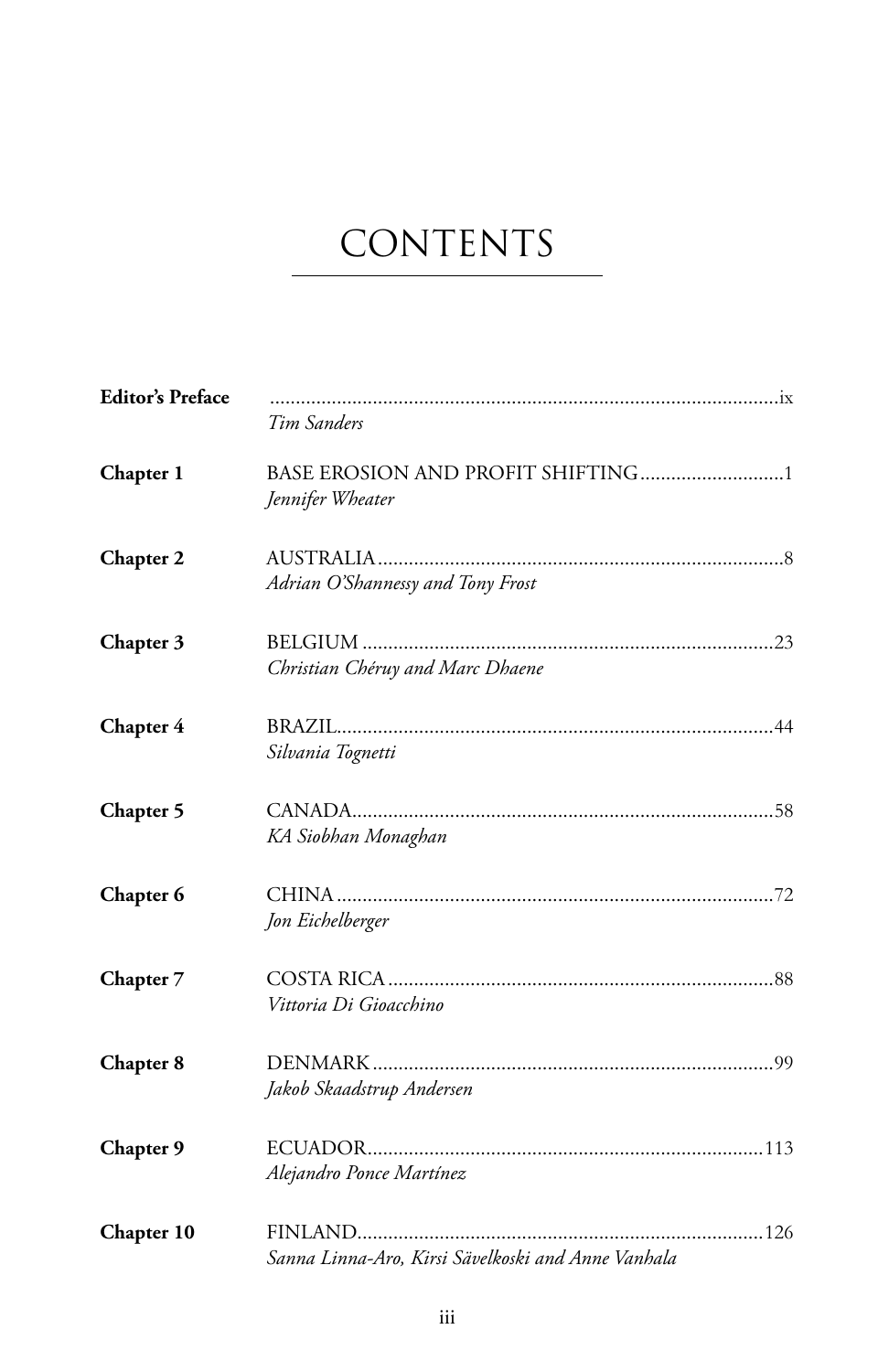# CONTENTS

| | | |
|---|---|---|
| **Editor's Preface** | *Tim Sanders* | ix |
| **Chapter 1** | BASE EROSION AND PROFIT SHIFTING<br>*Jennifer Wheater* | 1 |
| **Chapter 2** | AUSTRALIA<br>*Adrian O'Shannessy and Tony Frost* | 8 |
| **Chapter 3** | BELGIUM<br>*Christian Chéruy and Marc Dhaene* | 23 |
| **Chapter 4** | BRAZIL<br>*Silvania Tognetti* | 44 |
| **Chapter 5** | CANADA<br>*KA Siobhan Monaghan* | 58 |
| **Chapter 6** | CHINA<br>*Jon Eichelberger* | 72 |
| **Chapter 7** | COSTA RICA<br>*Vittoria Di Gioacchino* | 88 |
| **Chapter 8** | DENMARK<br>*Jakob Skaadstrup Andersen* | 99 |
| **Chapter 9** | ECUADOR<br>*Alejandro Ponce Martínez* | 113 |
| **Chapter 10** | FINLAND<br>*Sanna Linna-Aro, Kirsi Sävelkoski and Anne Vanhala* | 126 |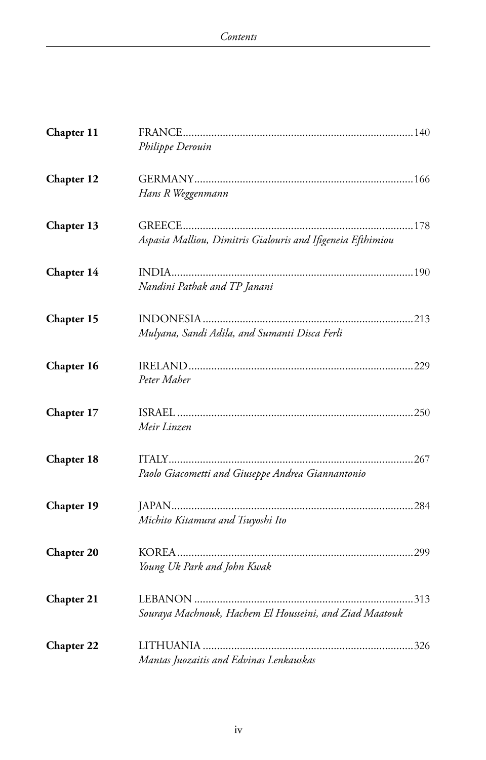**Chapter 11** FRANCE ........................................................................ 140
*Philippe Derouin*

**Chapter 12** GERMANY ........................................................................ 166
*Hans R Weggenmann*

**Chapter 13** GREECE ........................................................................ 178
*Aspasia Malliou, Dimitris Gialouris and Ifigeneia Efthimiou*

**Chapter 14** INDIA ........................................................................ 190
*Nandini Pathak and TP Janani*

**Chapter 15** INDONESIA ........................................................................ 213
*Mulyana, Sandi Adila, and Sumanti Disca Ferli*

**Chapter 16** IRELAND ........................................................................ 229
*Peter Maher*

**Chapter 17** ISRAEL ........................................................................ 250
*Meir Linzen*

**Chapter 18** ITALY ........................................................................ 267
*Paolo Giacometti and Giuseppe Andrea Giannantonio*

**Chapter 19** JAPAN ........................................................................ 284
*Michito Kitamura and Tsuyoshi Ito*

**Chapter 20** KOREA ........................................................................ 299
*Young Uk Park and John Kwak*

**Chapter 21** LEBANON ........................................................................ 313
*Souraya Machnouk, Hachem El Housseini, and Ziad Maatouk*

**Chapter 22** LITHUANIA ........................................................................ 326
*Mantas Juozaitis and Edvinas Lenkauskas*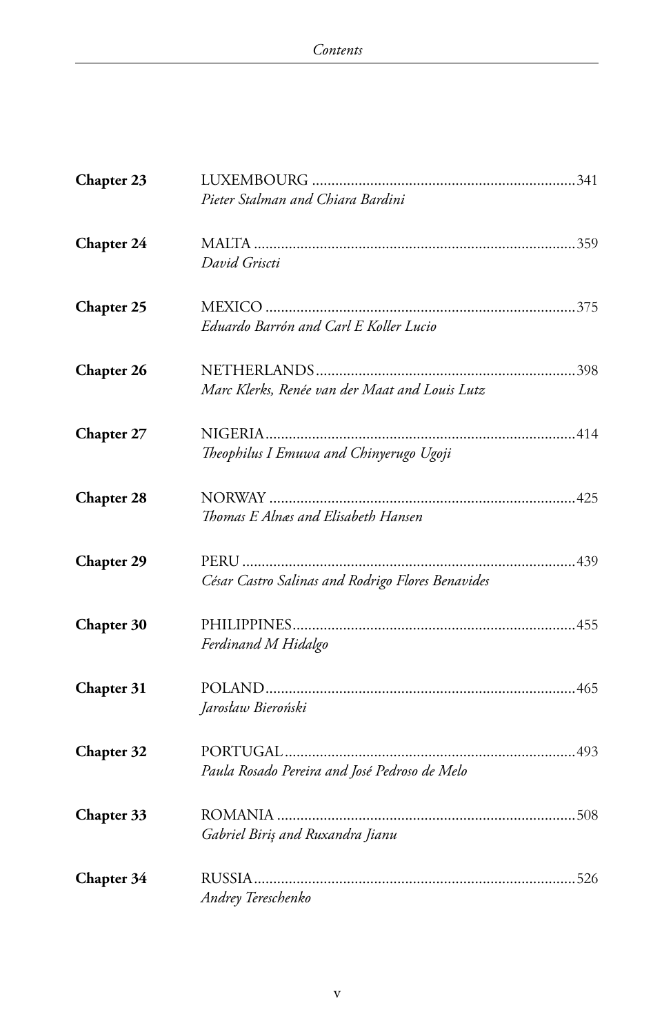| | |
|---|---|
| **Chapter 23** | LUXEMBOURG ... 341<br>*Pieter Stalman and Chiara Bardini* |
| **Chapter 24** | MALTA ... 359<br>*David Griscti* |
| **Chapter 25** | MEXICO ... 375<br>*Eduardo Barrón and Carl E Koller Lucio* |
| **Chapter 26** | NETHERLANDS ... 398<br>*Marc Klerks, Renée van der Maat and Louis Lutz* |
| **Chapter 27** | NIGERIA ... 414<br>*Theophilus I Emuwa and Chinyerugo Ugoji* |
| **Chapter 28** | NORWAY ... 425<br>*Thomas E Alnæs and Elisabeth Hansen* |
| **Chapter 29** | PERU ... 439<br>*César Castro Salinas and Rodrigo Flores Benavides* |
| **Chapter 30** | PHILIPPINES ... 455<br>*Ferdinand M Hidalgo* |
| **Chapter 31** | POLAND ... 465<br>*Jarosław Bieroński* |
| **Chapter 32** | PORTUGAL ... 493<br>*Paula Rosado Pereira and José Pedroso de Melo* |
| **Chapter 33** | ROMANIA ... 508<br>*Gabriel Biriş and Ruxandra Jianu* |
| **Chapter 34** | RUSSIA ... 526<br>*Andrey Tereschenko* |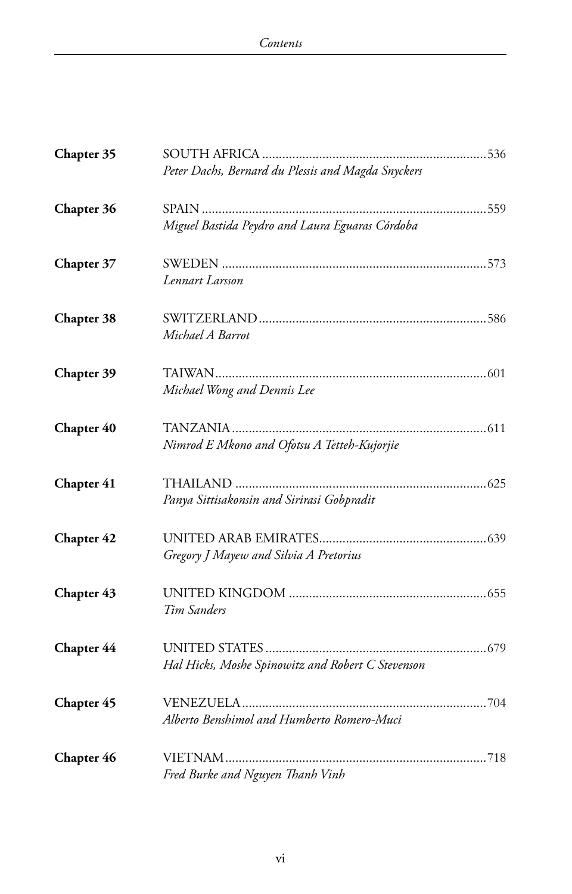**Chapter 35** SOUTH AFRICA ..................................................................536
*Peter Dachs, Bernard du Plessis and Magda Snyckers*

**Chapter 36** SPAIN ....................................................................................559
*Miguel Bastida Peydro and Laura Eguaras Córdoba*

**Chapter 37** SWEDEN ..............................................................................573
*Lennart Larsson*

**Chapter 38** SWITZERLAND ...................................................................586
*Michael A Barrot*

**Chapter 39** TAIWAN.................................................................................601
*Michael Wong and Dennis Lee*

**Chapter 40** TANZANIA ...........................................................................611
*Nimrod E Mkono and Ofotsu A Tetteh-Kujorjie*

**Chapter 41** THAILAND ...........................................................................625
*Panya Sittisakonsin and Sirirasi Gobpradit*

**Chapter 42** UNITED ARAB EMIRATES.................................................639
*Gregory J Mayew and Silvia A Pretorius*

**Chapter 43** UNITED KINGDOM ..........................................................655
*Tim Sanders*

**Chapter 44** UNITED STATES .................................................................679
*Hal Hicks, Moshe Spinowitz and Robert C Stevenson*

**Chapter 45** VENEZUELA........................................................................704
*Alberto Benshimol and Humberto Romero-Muci*

**Chapter 46** VIETNAM.............................................................................718
*Fred Burke and Nguyen Thanh Vinh*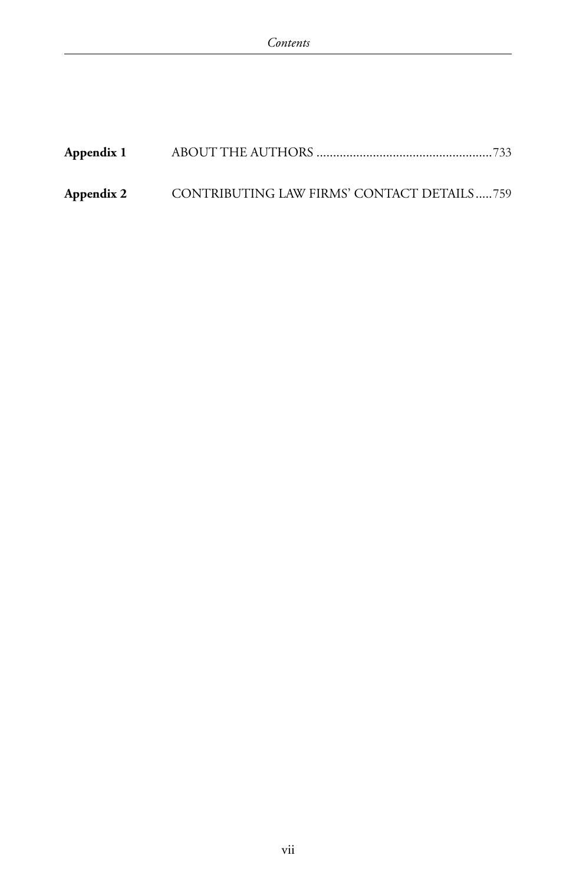**Appendix 1** ABOUT THE AUTHORS ..................................................... 733

**Appendix 2** CONTRIBUTING LAW FIRMS' CONTACT DETAILS ..... 759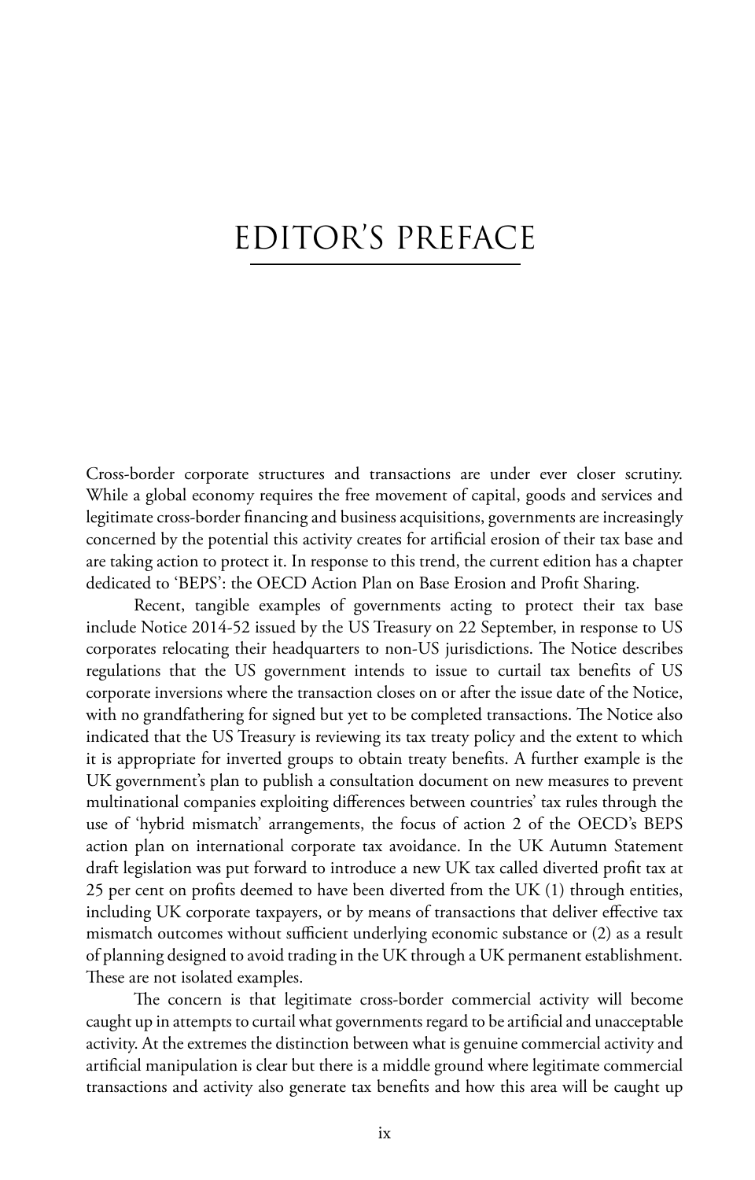# EDITOR'S PREFACE

Cross-border corporate structures and transactions are under ever closer scrutiny. While a global economy requires the free movement of capital, goods and services and legitimate cross-border financing and business acquisitions, governments are increasingly concerned by the potential this activity creates for artificial erosion of their tax base and are taking action to protect it. In response to this trend, the current edition has a chapter dedicated to 'BEPS': the OECD Action Plan on Base Erosion and Profit Sharing.

Recent, tangible examples of governments acting to protect their tax base include Notice 2014-52 issued by the US Treasury on 22 September, in response to US corporates relocating their headquarters to non-US jurisdictions. The Notice describes regulations that the US government intends to issue to curtail tax benefits of US corporate inversions where the transaction closes on or after the issue date of the Notice, with no grandfathering for signed but yet to be completed transactions. The Notice also indicated that the US Treasury is reviewing its tax treaty policy and the extent to which it is appropriate for inverted groups to obtain treaty benefits. A further example is the UK government's plan to publish a consultation document on new measures to prevent multinational companies exploiting differences between countries' tax rules through the use of 'hybrid mismatch' arrangements, the focus of action 2 of the OECD's BEPS action plan on international corporate tax avoidance. In the UK Autumn Statement draft legislation was put forward to introduce a new UK tax called diverted profit tax at 25 per cent on profits deemed to have been diverted from the UK (1) through entities, including UK corporate taxpayers, or by means of transactions that deliver effective tax mismatch outcomes without sufficient underlying economic substance or (2) as a result of planning designed to avoid trading in the UK through a UK permanent establishment. These are not isolated examples.

The concern is that legitimate cross-border commercial activity will become caught up in attempts to curtail what governments regard to be artificial and unacceptable activity. At the extremes the distinction between what is genuine commercial activity and artificial manipulation is clear but there is a middle ground where legitimate commercial transactions and activity also generate tax benefits and how this area will be caught up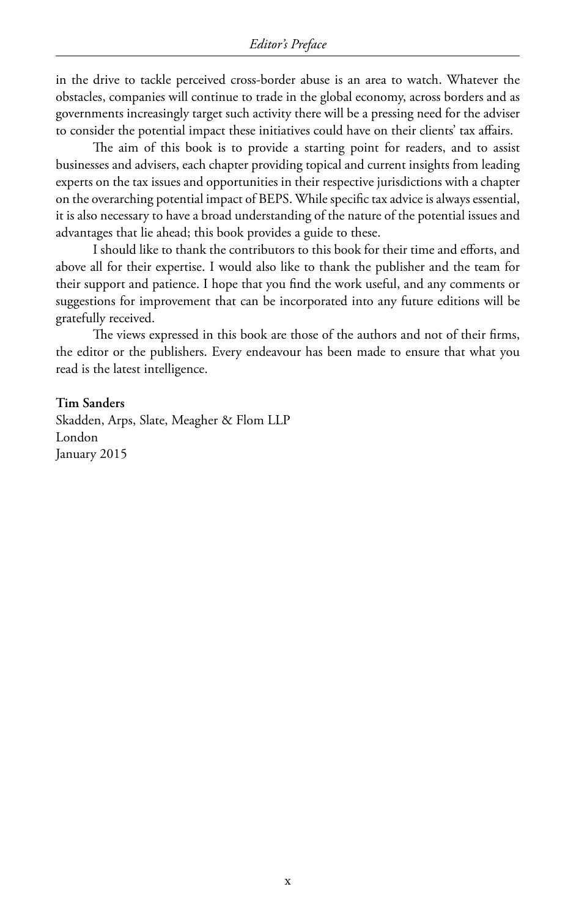in the drive to tackle perceived cross-border abuse is an area to watch. Whatever the obstacles, companies will continue to trade in the global economy, across borders and as governments increasingly target such activity there will be a pressing need for the adviser to consider the potential impact these initiatives could have on their clients' tax affairs.

The aim of this book is to provide a starting point for readers, and to assist businesses and advisers, each chapter providing topical and current insights from leading experts on the tax issues and opportunities in their respective jurisdictions with a chapter on the overarching potential impact of BEPS. While specific tax advice is always essential, it is also necessary to have a broad understanding of the nature of the potential issues and advantages that lie ahead; this book provides a guide to these.

I should like to thank the contributors to this book for their time and efforts, and above all for their expertise. I would also like to thank the publisher and the team for their support and patience. I hope that you find the work useful, and any comments or suggestions for improvement that can be incorporated into any future editions will be gratefully received.

The views expressed in this book are those of the authors and not of their firms, the editor or the publishers. Every endeavour has been made to ensure that what you read is the latest intelligence.

**Tim Sanders**
Skadden, Arps, Slate, Meagher & Flom LLP
London
January 2015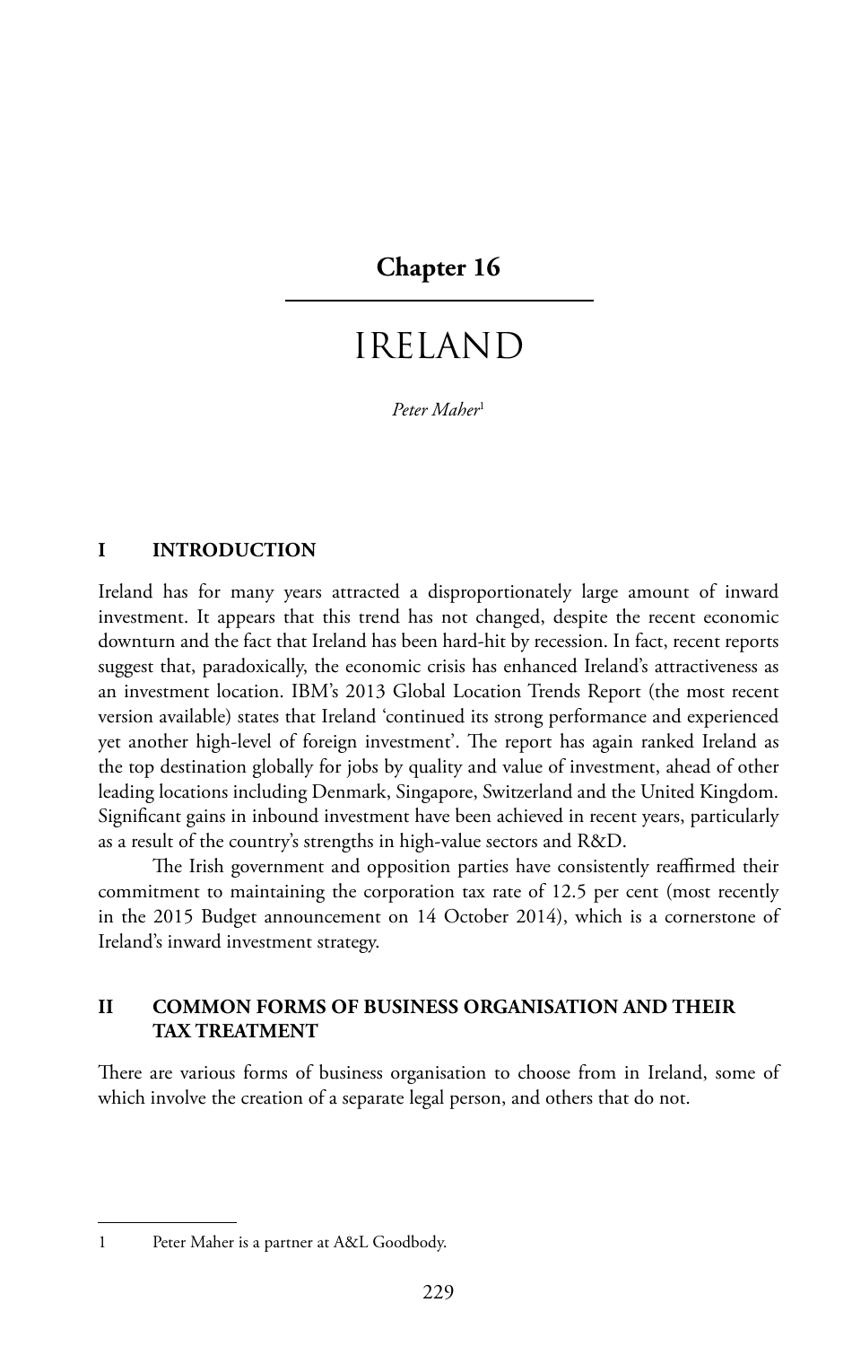# Chapter 16

# IRELAND

*Peter Maher*[1]

## I INTRODUCTION

Ireland has for many years attracted a disproportionately large amount of inward investment. It appears that this trend has not changed, despite the recent economic downturn and the fact that Ireland has been hard-hit by recession. In fact, recent reports suggest that, paradoxically, the economic crisis has enhanced Ireland's attractiveness as an investment location. IBM's 2013 Global Location Trends Report (the most recent version available) states that Ireland 'continued its strong performance and experienced yet another high-level of foreign investment'. The report has again ranked Ireland as the top destination globally for jobs by quality and value of investment, ahead of other leading locations including Denmark, Singapore, Switzerland and the United Kingdom. Significant gains in inbound investment have been achieved in recent years, particularly as a result of the country's strengths in high-value sectors and R&D.

The Irish government and opposition parties have consistently reaffirmed their commitment to maintaining the corporation tax rate of 12.5 per cent (most recently in the 2015 Budget announcement on 14 October 2014), which is a cornerstone of Ireland's inward investment strategy.

## II COMMON FORMS OF BUSINESS ORGANISATION AND THEIR TAX TREATMENT

There are various forms of business organisation to choose from in Ireland, some of which involve the creation of a separate legal person, and others that do not.

---

1 Peter Maher is a partner at A&L Goodbody.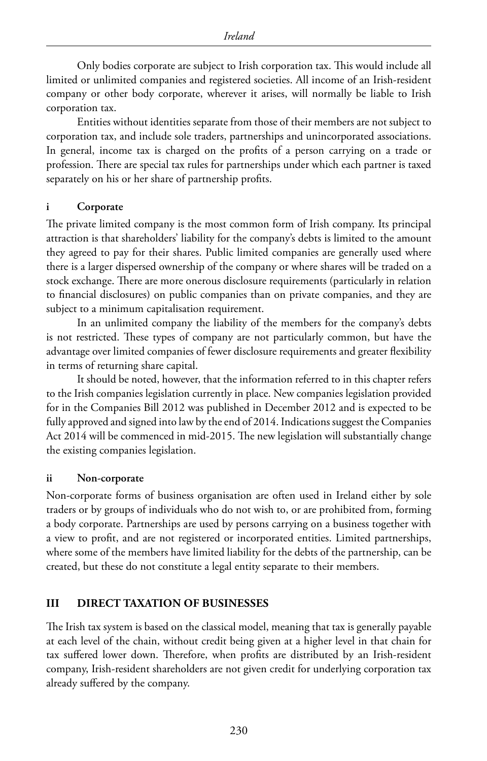Only bodies corporate are subject to Irish corporation tax. This would include all limited or unlimited companies and registered societies. All income of an Irish-resident company or other body corporate, wherever it arises, will normally be liable to Irish corporation tax.

Entities without identities separate from those of their members are not subject to corporation tax, and include sole traders, partnerships and unincorporated associations. In general, income tax is charged on the profits of a person carrying on a trade or profession. There are special tax rules for partnerships under which each partner is taxed separately on his or her share of partnership profits.

### i Corporate

The private limited company is the most common form of Irish company. Its principal attraction is that shareholders' liability for the company's debts is limited to the amount they agreed to pay for their shares. Public limited companies are generally used where there is a larger dispersed ownership of the company or where shares will be traded on a stock exchange. There are more onerous disclosure requirements (particularly in relation to financial disclosures) on public companies than on private companies, and they are subject to a minimum capitalisation requirement.

In an unlimited company the liability of the members for the company's debts is not restricted. These types of company are not particularly common, but have the advantage over limited companies of fewer disclosure requirements and greater flexibility in terms of returning share capital.

It should be noted, however, that the information referred to in this chapter refers to the Irish companies legislation currently in place. New companies legislation provided for in the Companies Bill 2012 was published in December 2012 and is expected to be fully approved and signed into law by the end of 2014. Indications suggest the Companies Act 2014 will be commenced in mid-2015. The new legislation will substantially change the existing companies legislation.

### ii Non-corporate

Non-corporate forms of business organisation are often used in Ireland either by sole traders or by groups of individuals who do not wish to, or are prohibited from, forming a body corporate. Partnerships are used by persons carrying on a business together with a view to profit, and are not registered or incorporated entities. Limited partnerships, where some of the members have limited liability for the debts of the partnership, can be created, but these do not constitute a legal entity separate to their members.

## III DIRECT TAXATION OF BUSINESSES

The Irish tax system is based on the classical model, meaning that tax is generally payable at each level of the chain, without credit being given at a higher level in that chain for tax suffered lower down. Therefore, when profits are distributed by an Irish-resident company, Irish-resident shareholders are not given credit for underlying corporation tax already suffered by the company.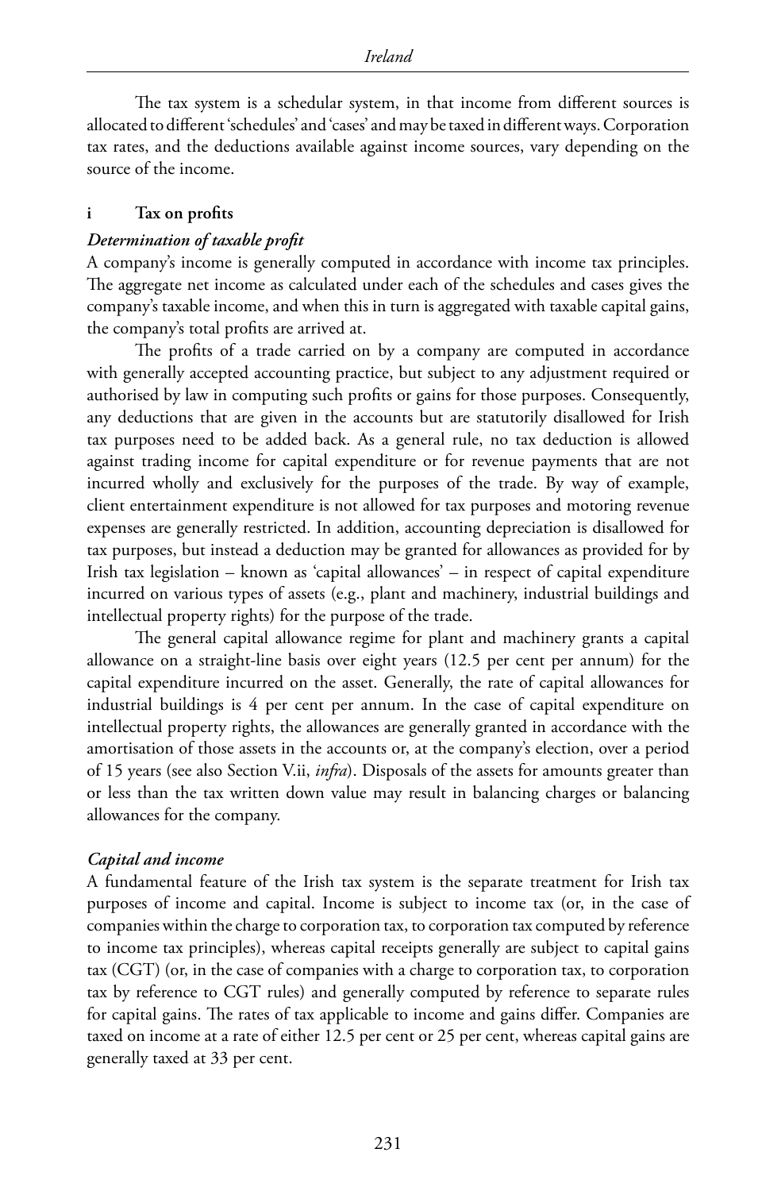The tax system is a schedular system, in that income from different sources is allocated to different 'schedules' and 'cases' and may be taxed in different ways. Corporation tax rates, and the deductions available against income sources, vary depending on the source of the income.

### i Tax on profits

***Determination of taxable profit***

A company's income is generally computed in accordance with income tax principles. The aggregate net income as calculated under each of the schedules and cases gives the company's taxable income, and when this in turn is aggregated with taxable capital gains, the company's total profits are arrived at.

The profits of a trade carried on by a company are computed in accordance with generally accepted accounting practice, but subject to any adjustment required or authorised by law in computing such profits or gains for those purposes. Consequently, any deductions that are given in the accounts but are statutorily disallowed for Irish tax purposes need to be added back. As a general rule, no tax deduction is allowed against trading income for capital expenditure or for revenue payments that are not incurred wholly and exclusively for the purposes of the trade. By way of example, client entertainment expenditure is not allowed for tax purposes and motoring revenue expenses are generally restricted. In addition, accounting depreciation is disallowed for tax purposes, but instead a deduction may be granted for allowances as provided for by Irish tax legislation – known as 'capital allowances' – in respect of capital expenditure incurred on various types of assets (e.g., plant and machinery, industrial buildings and intellectual property rights) for the purpose of the trade.

The general capital allowance regime for plant and machinery grants a capital allowance on a straight-line basis over eight years (12.5 per cent per annum) for the capital expenditure incurred on the asset. Generally, the rate of capital allowances for industrial buildings is 4 per cent per annum. In the case of capital expenditure on intellectual property rights, the allowances are generally granted in accordance with the amortisation of those assets in the accounts or, at the company's election, over a period of 15 years (see also Section V.ii, *infra*). Disposals of the assets for amounts greater than or less than the tax written down value may result in balancing charges or balancing allowances for the company.

***Capital and income***

A fundamental feature of the Irish tax system is the separate treatment for Irish tax purposes of income and capital. Income is subject to income tax (or, in the case of companies within the charge to corporation tax, to corporation tax computed by reference to income tax principles), whereas capital receipts generally are subject to capital gains tax (CGT) (or, in the case of companies with a charge to corporation tax, to corporation tax by reference to CGT rules) and generally computed by reference to separate rules for capital gains. The rates of tax applicable to income and gains differ. Companies are taxed on income at a rate of either 12.5 per cent or 25 per cent, whereas capital gains are generally taxed at 33 per cent.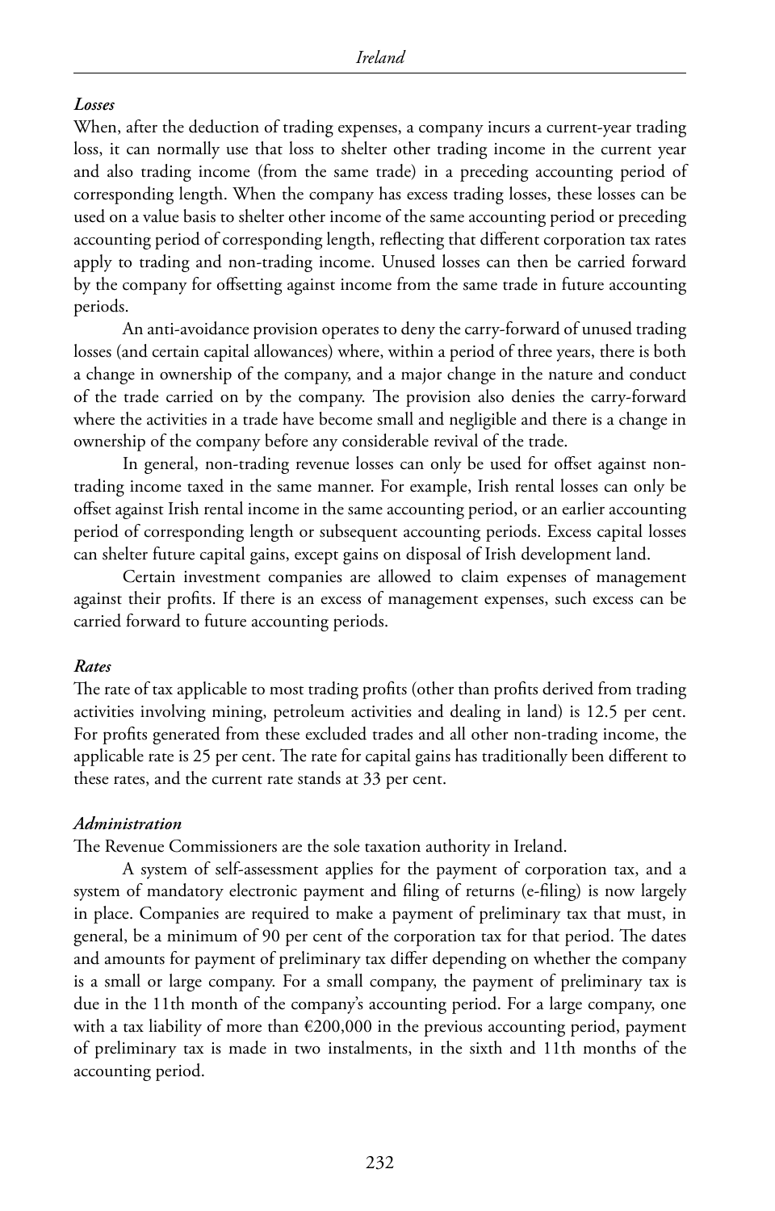### *Losses*

When, after the deduction of trading expenses, a company incurs a current-year trading loss, it can normally use that loss to shelter other trading income in the current year and also trading income (from the same trade) in a preceding accounting period of corresponding length. When the company has excess trading losses, these losses can be used on a value basis to shelter other income of the same accounting period or preceding accounting period of corresponding length, reflecting that different corporation tax rates apply to trading and non-trading income. Unused losses can then be carried forward by the company for offsetting against income from the same trade in future accounting periods.

An anti-avoidance provision operates to deny the carry-forward of unused trading losses (and certain capital allowances) where, within a period of three years, there is both a change in ownership of the company, and a major change in the nature and conduct of the trade carried on by the company. The provision also denies the carry-forward where the activities in a trade have become small and negligible and there is a change in ownership of the company before any considerable revival of the trade.

In general, non-trading revenue losses can only be used for offset against non-trading income taxed in the same manner. For example, Irish rental losses can only be offset against Irish rental income in the same accounting period, or an earlier accounting period of corresponding length or subsequent accounting periods. Excess capital losses can shelter future capital gains, except gains on disposal of Irish development land.

Certain investment companies are allowed to claim expenses of management against their profits. If there is an excess of management expenses, such excess can be carried forward to future accounting periods.

### *Rates*

The rate of tax applicable to most trading profits (other than profits derived from trading activities involving mining, petroleum activities and dealing in land) is 12.5 per cent. For profits generated from these excluded trades and all other non-trading income, the applicable rate is 25 per cent. The rate for capital gains has traditionally been different to these rates, and the current rate stands at 33 per cent.

### *Administration*

The Revenue Commissioners are the sole taxation authority in Ireland.

A system of self-assessment applies for the payment of corporation tax, and a system of mandatory electronic payment and filing of returns (e-filing) is now largely in place. Companies are required to make a payment of preliminary tax that must, in general, be a minimum of 90 per cent of the corporation tax for that period. The dates and amounts for payment of preliminary tax differ depending on whether the company is a small or large company. For a small company, the payment of preliminary tax is due in the 11th month of the company's accounting period. For a large company, one with a tax liability of more than €200,000 in the previous accounting period, payment of preliminary tax is made in two instalments, in the sixth and 11th months of the accounting period.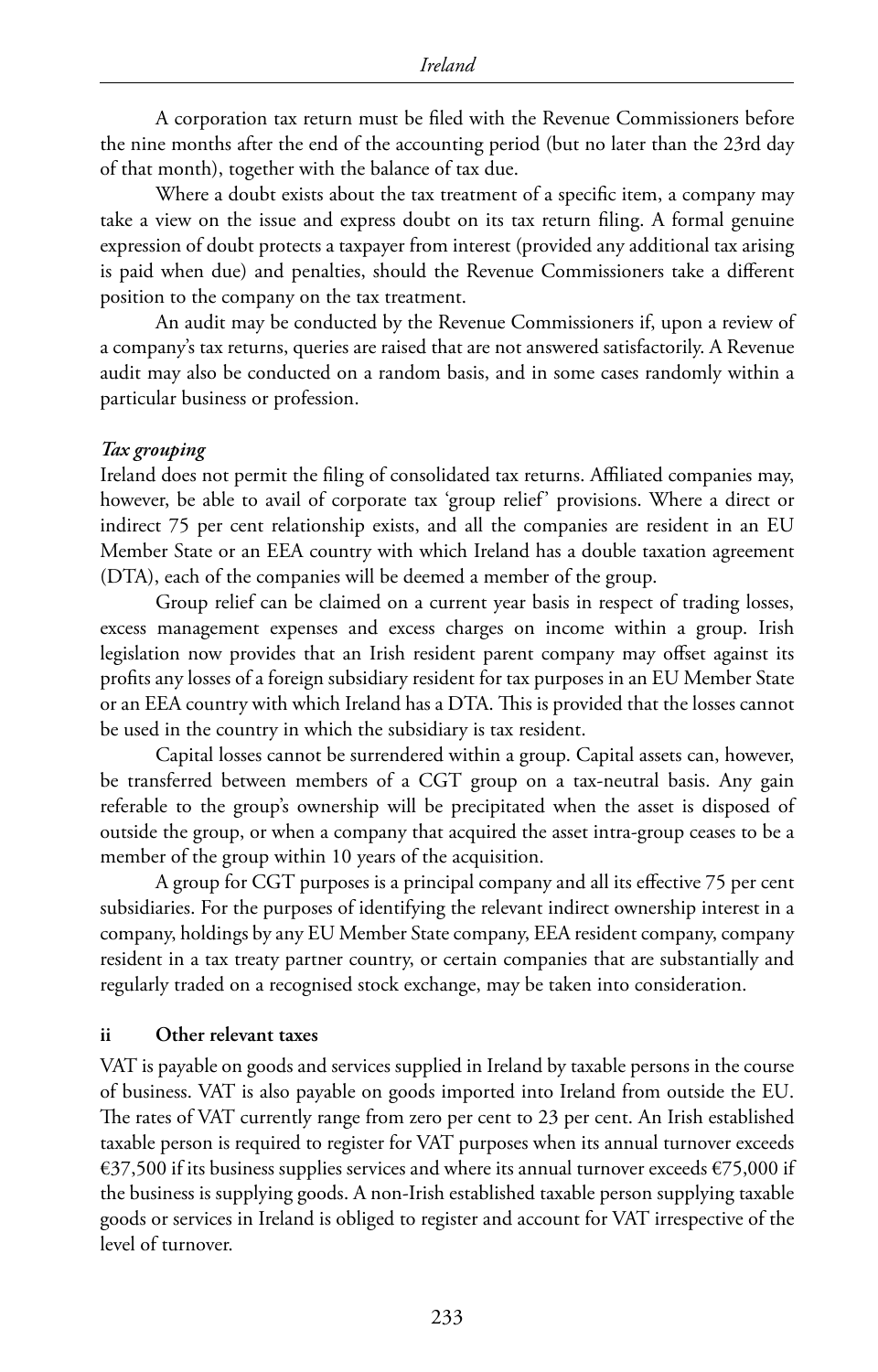A corporation tax return must be filed with the Revenue Commissioners before the nine months after the end of the accounting period (but no later than the 23rd day of that month), together with the balance of tax due.

Where a doubt exists about the tax treatment of a specific item, a company may take a view on the issue and express doubt on its tax return filing. A formal genuine expression of doubt protects a taxpayer from interest (provided any additional tax arising is paid when due) and penalties, should the Revenue Commissioners take a different position to the company on the tax treatment.

An audit may be conducted by the Revenue Commissioners if, upon a review of a company's tax returns, queries are raised that are not answered satisfactorily. A Revenue audit may also be conducted on a random basis, and in some cases randomly within a particular business or profession.

***Tax grouping***

Ireland does not permit the filing of consolidated tax returns. Affiliated companies may, however, be able to avail of corporate tax 'group relief' provisions. Where a direct or indirect 75 per cent relationship exists, and all the companies are resident in an EU Member State or an EEA country with which Ireland has a double taxation agreement (DTA), each of the companies will be deemed a member of the group.

Group relief can be claimed on a current year basis in respect of trading losses, excess management expenses and excess charges on income within a group. Irish legislation now provides that an Irish resident parent company may offset against its profits any losses of a foreign subsidiary resident for tax purposes in an EU Member State or an EEA country with which Ireland has a DTA. This is provided that the losses cannot be used in the country in which the subsidiary is tax resident.

Capital losses cannot be surrendered within a group. Capital assets can, however, be transferred between members of a CGT group on a tax-neutral basis. Any gain referable to the group's ownership will be precipitated when the asset is disposed of outside the group, or when a company that acquired the asset intra-group ceases to be a member of the group within 10 years of the acquisition.

A group for CGT purposes is a principal company and all its effective 75 per cent subsidiaries. For the purposes of identifying the relevant indirect ownership interest in a company, holdings by any EU Member State company, EEA resident company, company resident in a tax treaty partner country, or certain companies that are substantially and regularly traded on a recognised stock exchange, may be taken into consideration.

#### ii Other relevant taxes

VAT is payable on goods and services supplied in Ireland by taxable persons in the course of business. VAT is also payable on goods imported into Ireland from outside the EU. The rates of VAT currently range from zero per cent to 23 per cent. An Irish established taxable person is required to register for VAT purposes when its annual turnover exceeds €37,500 if its business supplies services and where its annual turnover exceeds €75,000 if the business is supplying goods. A non-Irish established taxable person supplying taxable goods or services in Ireland is obliged to register and account for VAT irrespective of the level of turnover.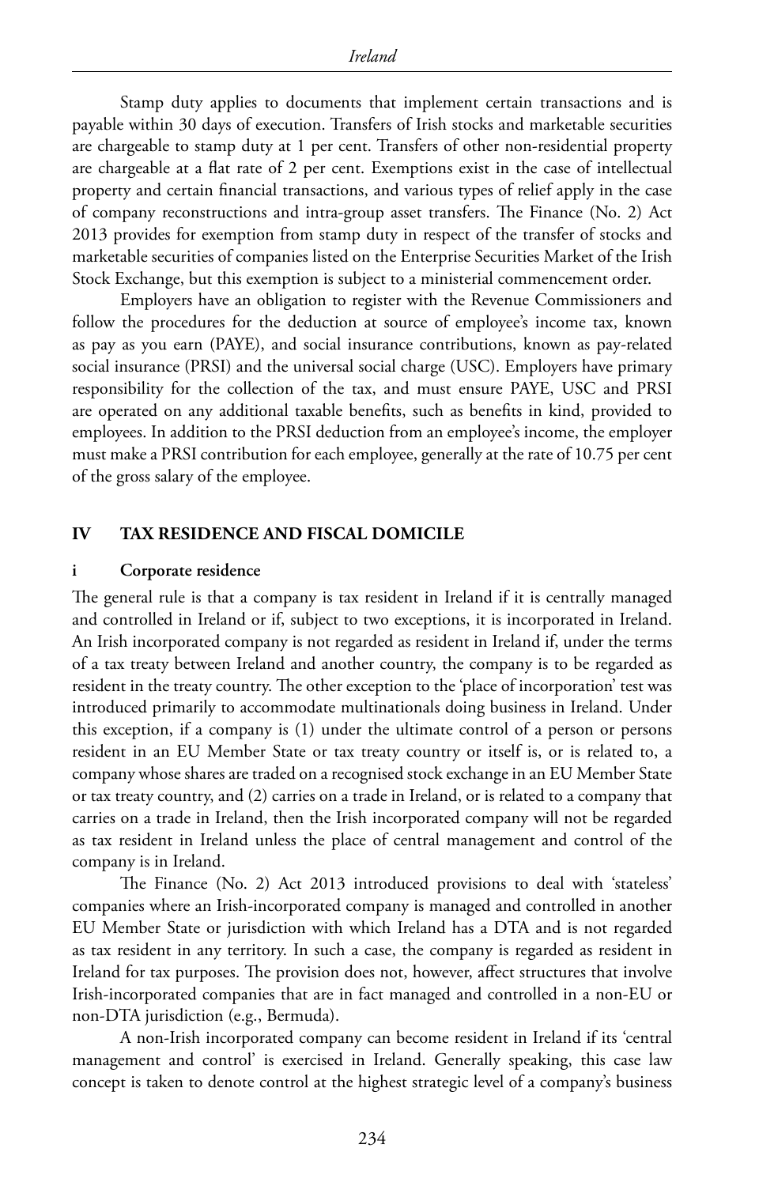Stamp duty applies to documents that implement certain transactions and is payable within 30 days of execution. Transfers of Irish stocks and marketable securities are chargeable to stamp duty at 1 per cent. Transfers of other non-residential property are chargeable at a flat rate of 2 per cent. Exemptions exist in the case of intellectual property and certain financial transactions, and various types of relief apply in the case of company reconstructions and intra-group asset transfers. The Finance (No. 2) Act 2013 provides for exemption from stamp duty in respect of the transfer of stocks and marketable securities of companies listed on the Enterprise Securities Market of the Irish Stock Exchange, but this exemption is subject to a ministerial commencement order.

Employers have an obligation to register with the Revenue Commissioners and follow the procedures for the deduction at source of employee's income tax, known as pay as you earn (PAYE), and social insurance contributions, known as pay-related social insurance (PRSI) and the universal social charge (USC). Employers have primary responsibility for the collection of the tax, and must ensure PAYE, USC and PRSI are operated on any additional taxable benefits, such as benefits in kind, provided to employees. In addition to the PRSI deduction from an employee's income, the employer must make a PRSI contribution for each employee, generally at the rate of 10.75 per cent of the gross salary of the employee.

## IV TAX RESIDENCE AND FISCAL DOMICILE

### i Corporate residence

The general rule is that a company is tax resident in Ireland if it is centrally managed and controlled in Ireland or if, subject to two exceptions, it is incorporated in Ireland. An Irish incorporated company is not regarded as resident in Ireland if, under the terms of a tax treaty between Ireland and another country, the company is to be regarded as resident in the treaty country. The other exception to the 'place of incorporation' test was introduced primarily to accommodate multinationals doing business in Ireland. Under this exception, if a company is (1) under the ultimate control of a person or persons resident in an EU Member State or tax treaty country or itself is, or is related to, a company whose shares are traded on a recognised stock exchange in an EU Member State or tax treaty country, and (2) carries on a trade in Ireland, or is related to a company that carries on a trade in Ireland, then the Irish incorporated company will not be regarded as tax resident in Ireland unless the place of central management and control of the company is in Ireland.

The Finance (No. 2) Act 2013 introduced provisions to deal with 'stateless' companies where an Irish-incorporated company is managed and controlled in another EU Member State or jurisdiction with which Ireland has a DTA and is not regarded as tax resident in any territory. In such a case, the company is regarded as resident in Ireland for tax purposes. The provision does not, however, affect structures that involve Irish-incorporated companies that are in fact managed and controlled in a non-EU or non-DTA jurisdiction (e.g., Bermuda).

A non-Irish incorporated company can become resident in Ireland if its 'central management and control' is exercised in Ireland. Generally speaking, this case law concept is taken to denote control at the highest strategic level of a company's business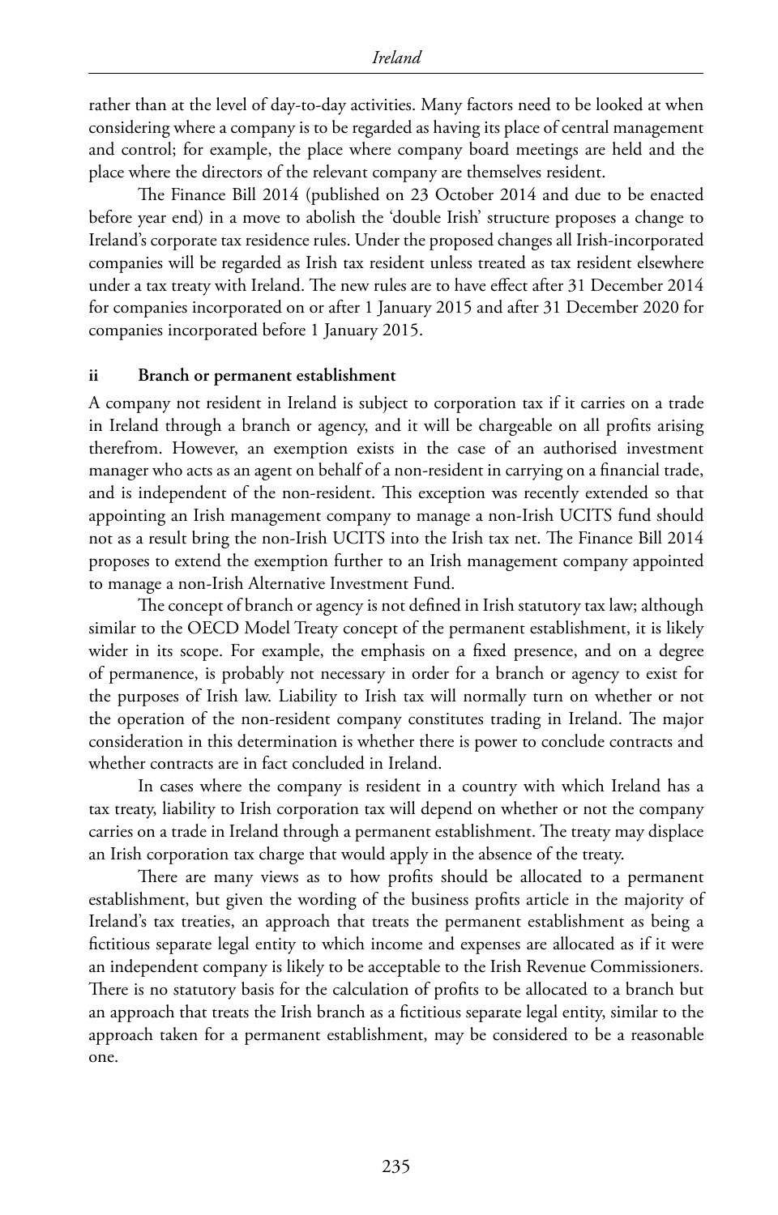rather than at the level of day-to-day activities. Many factors need to be looked at when considering where a company is to be regarded as having its place of central management and control; for example, the place where company board meetings are held and the place where the directors of the relevant company are themselves resident.

The Finance Bill 2014 (published on 23 October 2014 and due to be enacted before year end) in a move to abolish the 'double Irish' structure proposes a change to Ireland's corporate tax residence rules. Under the proposed changes all Irish-incorporated companies will be regarded as Irish tax resident unless treated as tax resident elsewhere under a tax treaty with Ireland. The new rules are to have effect after 31 December 2014 for companies incorporated on or after 1 January 2015 and after 31 December 2020 for companies incorporated before 1 January 2015.

### ii Branch or permanent establishment

A company not resident in Ireland is subject to corporation tax if it carries on a trade in Ireland through a branch or agency, and it will be chargeable on all profits arising therefrom. However, an exemption exists in the case of an authorised investment manager who acts as an agent on behalf of a non-resident in carrying on a financial trade, and is independent of the non-resident. This exception was recently extended so that appointing an Irish management company to manage a non-Irish UCITS fund should not as a result bring the non-Irish UCITS into the Irish tax net. The Finance Bill 2014 proposes to extend the exemption further to an Irish management company appointed to manage a non-Irish Alternative Investment Fund.

The concept of branch or agency is not defined in Irish statutory tax law; although similar to the OECD Model Treaty concept of the permanent establishment, it is likely wider in its scope. For example, the emphasis on a fixed presence, and on a degree of permanence, is probably not necessary in order for a branch or agency to exist for the purposes of Irish law. Liability to Irish tax will normally turn on whether or not the operation of the non-resident company constitutes trading in Ireland. The major consideration in this determination is whether there is power to conclude contracts and whether contracts are in fact concluded in Ireland.

In cases where the company is resident in a country with which Ireland has a tax treaty, liability to Irish corporation tax will depend on whether or not the company carries on a trade in Ireland through a permanent establishment. The treaty may displace an Irish corporation tax charge that would apply in the absence of the treaty.

There are many views as to how profits should be allocated to a permanent establishment, but given the wording of the business profits article in the majority of Ireland's tax treaties, an approach that treats the permanent establishment as being a fictitious separate legal entity to which income and expenses are allocated as if it were an independent company is likely to be acceptable to the Irish Revenue Commissioners. There is no statutory basis for the calculation of profits to be allocated to a branch but an approach that treats the Irish branch as a fictitious separate legal entity, similar to the approach taken for a permanent establishment, may be considered to be a reasonable one.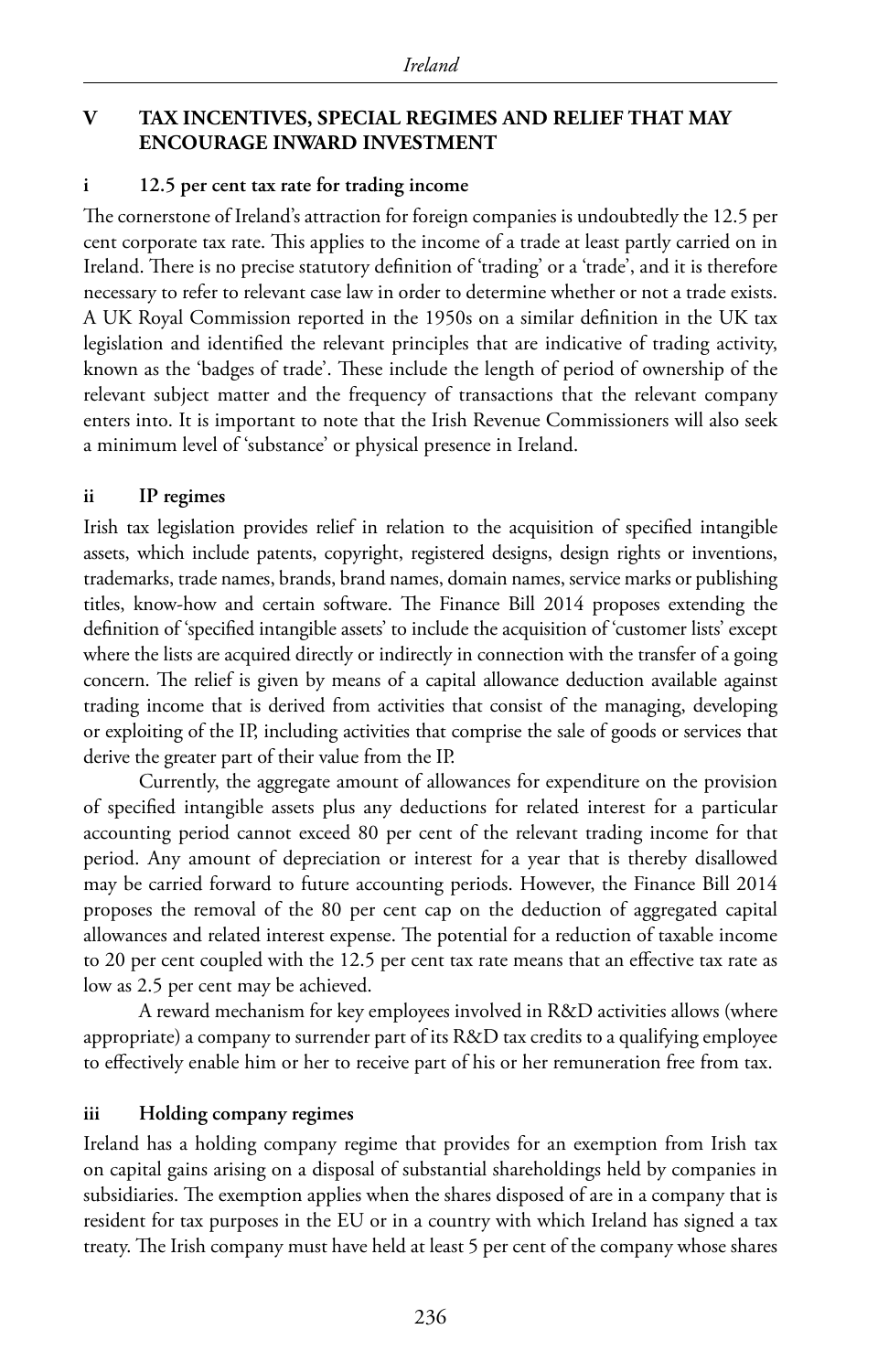## V TAX INCENTIVES, SPECIAL REGIMES AND RELIEF THAT MAY ENCOURAGE INWARD INVESTMENT

### i 12.5 per cent tax rate for trading income

The cornerstone of Ireland's attraction for foreign companies is undoubtedly the 12.5 per cent corporate tax rate. This applies to the income of a trade at least partly carried on in Ireland. There is no precise statutory definition of 'trading' or a 'trade', and it is therefore necessary to refer to relevant case law in order to determine whether or not a trade exists. A UK Royal Commission reported in the 1950s on a similar definition in the UK tax legislation and identified the relevant principles that are indicative of trading activity, known as the 'badges of trade'. These include the length of period of ownership of the relevant subject matter and the frequency of transactions that the relevant company enters into. It is important to note that the Irish Revenue Commissioners will also seek a minimum level of 'substance' or physical presence in Ireland.

### ii IP regimes

Irish tax legislation provides relief in relation to the acquisition of specified intangible assets, which include patents, copyright, registered designs, design rights or inventions, trademarks, trade names, brands, brand names, domain names, service marks or publishing titles, know-how and certain software. The Finance Bill 2014 proposes extending the definition of 'specified intangible assets' to include the acquisition of 'customer lists' except where the lists are acquired directly or indirectly in connection with the transfer of a going concern. The relief is given by means of a capital allowance deduction available against trading income that is derived from activities that consist of the managing, developing or exploiting of the IP, including activities that comprise the sale of goods or services that derive the greater part of their value from the IP.

Currently, the aggregate amount of allowances for expenditure on the provision of specified intangible assets plus any deductions for related interest for a particular accounting period cannot exceed 80 per cent of the relevant trading income for that period. Any amount of depreciation or interest for a year that is thereby disallowed may be carried forward to future accounting periods. However, the Finance Bill 2014 proposes the removal of the 80 per cent cap on the deduction of aggregated capital allowances and related interest expense. The potential for a reduction of taxable income to 20 per cent coupled with the 12.5 per cent tax rate means that an effective tax rate as low as 2.5 per cent may be achieved.

A reward mechanism for key employees involved in R&D activities allows (where appropriate) a company to surrender part of its R&D tax credits to a qualifying employee to effectively enable him or her to receive part of his or her remuneration free from tax.

### iii Holding company regimes

Ireland has a holding company regime that provides for an exemption from Irish tax on capital gains arising on a disposal of substantial shareholdings held by companies in subsidiaries. The exemption applies when the shares disposed of are in a company that is resident for tax purposes in the EU or in a country with which Ireland has signed a tax treaty. The Irish company must have held at least 5 per cent of the company whose shares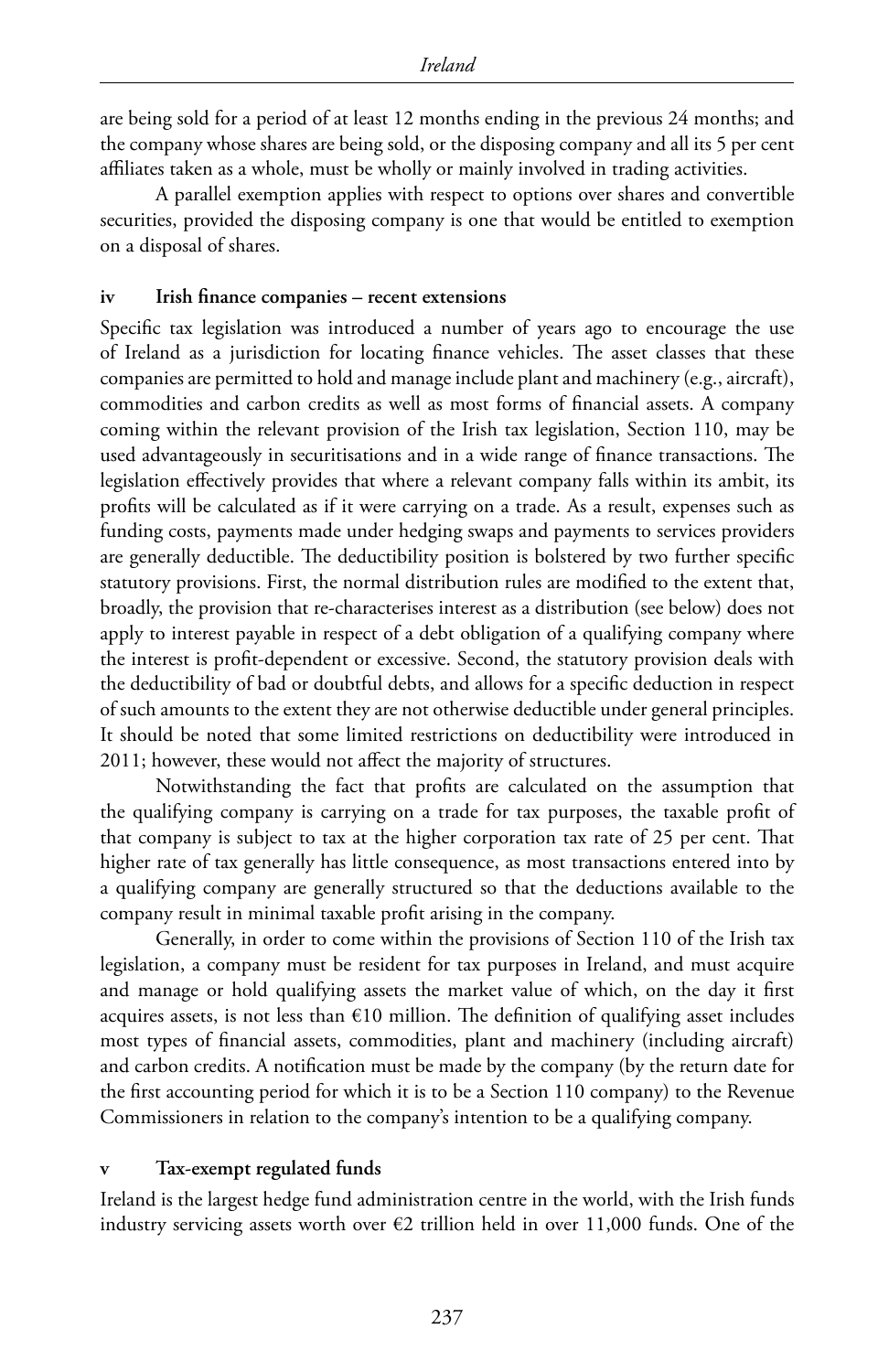are being sold for a period of at least 12 months ending in the previous 24 months; and the company whose shares are being sold, or the disposing company and all its 5 per cent affiliates taken as a whole, must be wholly or mainly involved in trading activities.

A parallel exemption applies with respect to options over shares and convertible securities, provided the disposing company is one that would be entitled to exemption on a disposal of shares.

### iv Irish finance companies – recent extensions

Specific tax legislation was introduced a number of years ago to encourage the use of Ireland as a jurisdiction for locating finance vehicles. The asset classes that these companies are permitted to hold and manage include plant and machinery (e.g., aircraft), commodities and carbon credits as well as most forms of financial assets. A company coming within the relevant provision of the Irish tax legislation, Section 110, may be used advantageously in securitisations and in a wide range of finance transactions. The legislation effectively provides that where a relevant company falls within its ambit, its profits will be calculated as if it were carrying on a trade. As a result, expenses such as funding costs, payments made under hedging swaps and payments to services providers are generally deductible. The deductibility position is bolstered by two further specific statutory provisions. First, the normal distribution rules are modified to the extent that, broadly, the provision that re-characterises interest as a distribution (see below) does not apply to interest payable in respect of a debt obligation of a qualifying company where the interest is profit-dependent or excessive. Second, the statutory provision deals with the deductibility of bad or doubtful debts, and allows for a specific deduction in respect of such amounts to the extent they are not otherwise deductible under general principles. It should be noted that some limited restrictions on deductibility were introduced in 2011; however, these would not affect the majority of structures.

Notwithstanding the fact that profits are calculated on the assumption that the qualifying company is carrying on a trade for tax purposes, the taxable profit of that company is subject to tax at the higher corporation tax rate of 25 per cent. That higher rate of tax generally has little consequence, as most transactions entered into by a qualifying company are generally structured so that the deductions available to the company result in minimal taxable profit arising in the company.

Generally, in order to come within the provisions of Section 110 of the Irish tax legislation, a company must be resident for tax purposes in Ireland, and must acquire and manage or hold qualifying assets the market value of which, on the day it first acquires assets, is not less than €10 million. The definition of qualifying asset includes most types of financial assets, commodities, plant and machinery (including aircraft) and carbon credits. A notification must be made by the company (by the return date for the first accounting period for which it is to be a Section 110 company) to the Revenue Commissioners in relation to the company's intention to be a qualifying company.

### v Tax-exempt regulated funds

Ireland is the largest hedge fund administration centre in the world, with the Irish funds industry servicing assets worth over €2 trillion held in over 11,000 funds. One of the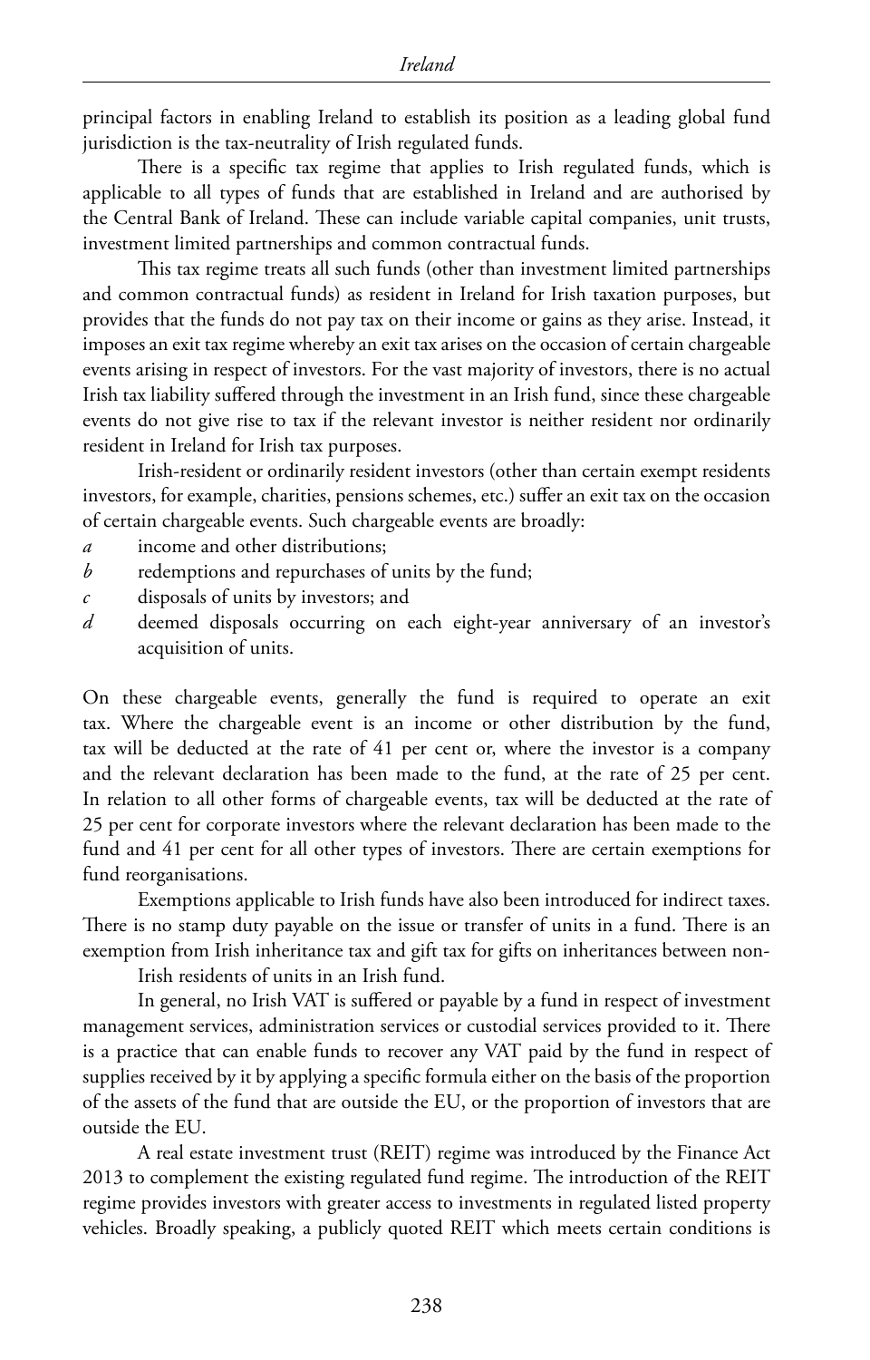principal factors in enabling Ireland to establish its position as a leading global fund jurisdiction is the tax-neutrality of Irish regulated funds.

There is a specific tax regime that applies to Irish regulated funds, which is applicable to all types of funds that are established in Ireland and are authorised by the Central Bank of Ireland. These can include variable capital companies, unit trusts, investment limited partnerships and common contractual funds.

This tax regime treats all such funds (other than investment limited partnerships and common contractual funds) as resident in Ireland for Irish taxation purposes, but provides that the funds do not pay tax on their income or gains as they arise. Instead, it imposes an exit tax regime whereby an exit tax arises on the occasion of certain chargeable events arising in respect of investors. For the vast majority of investors, there is no actual Irish tax liability suffered through the investment in an Irish fund, since these chargeable events do not give rise to tax if the relevant investor is neither resident nor ordinarily resident in Ireland for Irish tax purposes.

Irish-resident or ordinarily resident investors (other than certain exempt residents investors, for example, charities, pensions schemes, etc.) suffer an exit tax on the occasion of certain chargeable events. Such chargeable events are broadly:

*a* income and other distributions;

*b* redemptions and repurchases of units by the fund;

*c* disposals of units by investors; and

*d* deemed disposals occurring on each eight-year anniversary of an investor's acquisition of units.

On these chargeable events, generally the fund is required to operate an exit tax. Where the chargeable event is an income or other distribution by the fund, tax will be deducted at the rate of 41 per cent or, where the investor is a company and the relevant declaration has been made to the fund, at the rate of 25 per cent. In relation to all other forms of chargeable events, tax will be deducted at the rate of 25 per cent for corporate investors where the relevant declaration has been made to the fund and 41 per cent for all other types of investors. There are certain exemptions for fund reorganisations.

Exemptions applicable to Irish funds have also been introduced for indirect taxes. There is no stamp duty payable on the issue or transfer of units in a fund. There is an exemption from Irish inheritance tax and gift tax for gifts on inheritances between non-Irish residents of units in an Irish fund.

In general, no Irish VAT is suffered or payable by a fund in respect of investment management services, administration services or custodial services provided to it. There is a practice that can enable funds to recover any VAT paid by the fund in respect of supplies received by it by applying a specific formula either on the basis of the proportion of the assets of the fund that are outside the EU, or the proportion of investors that are outside the EU.

A real estate investment trust (REIT) regime was introduced by the Finance Act 2013 to complement the existing regulated fund regime. The introduction of the REIT regime provides investors with greater access to investments in regulated listed property vehicles. Broadly speaking, a publicly quoted REIT which meets certain conditions is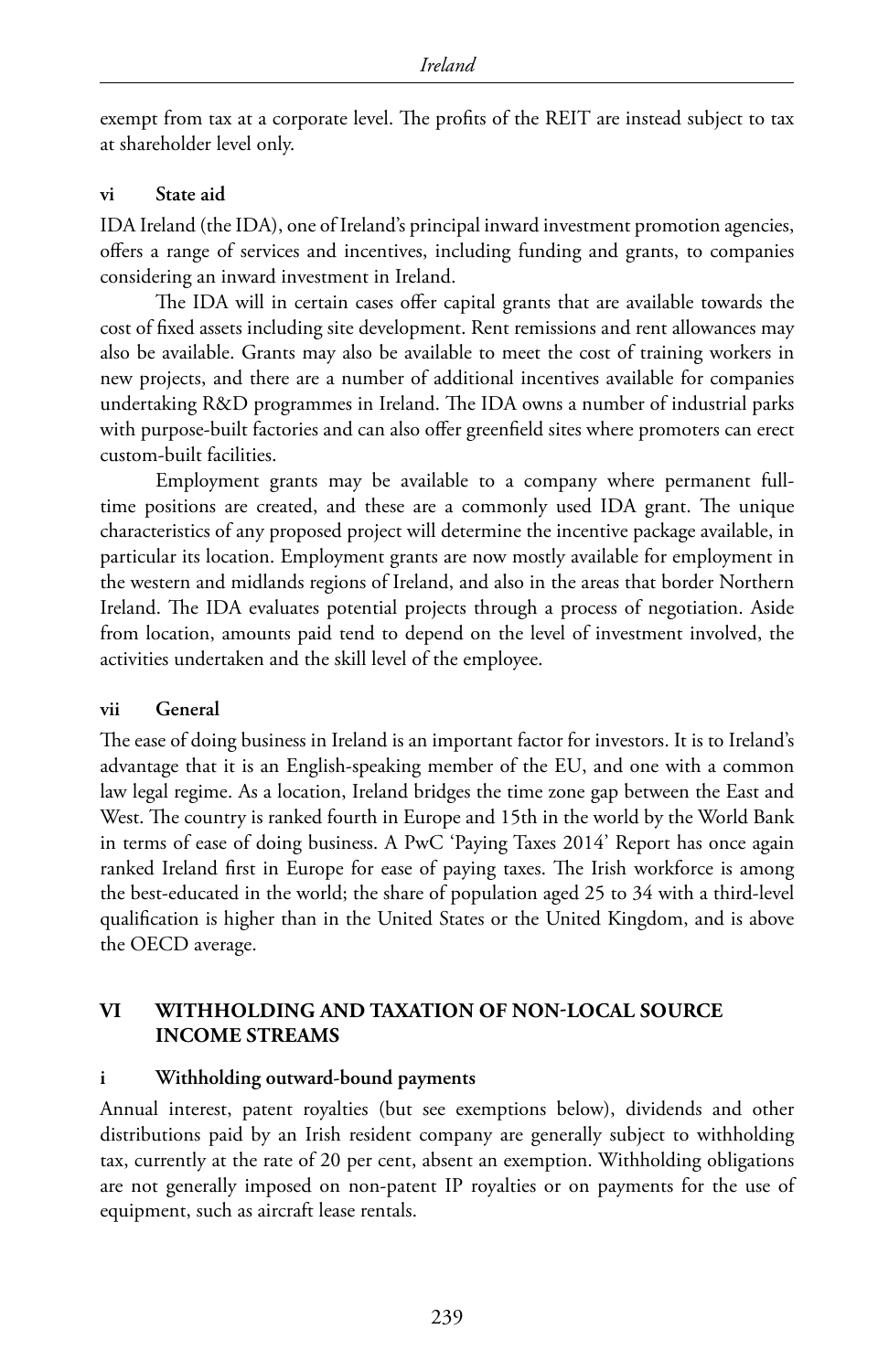exempt from tax at a corporate level. The profits of the REIT are instead subject to tax at shareholder level only.

### vi State aid

IDA Ireland (the IDA), one of Ireland's principal inward investment promotion agencies, offers a range of services and incentives, including funding and grants, to companies considering an inward investment in Ireland.

The IDA will in certain cases offer capital grants that are available towards the cost of fixed assets including site development. Rent remissions and rent allowances may also be available. Grants may also be available to meet the cost of training workers in new projects, and there are a number of additional incentives available for companies undertaking R&D programmes in Ireland. The IDA owns a number of industrial parks with purpose-built factories and can also offer greenfield sites where promoters can erect custom-built facilities.

Employment grants may be available to a company where permanent full-time positions are created, and these are a commonly used IDA grant. The unique characteristics of any proposed project will determine the incentive package available, in particular its location. Employment grants are now mostly available for employment in the western and midlands regions of Ireland, and also in the areas that border Northern Ireland. The IDA evaluates potential projects through a process of negotiation. Aside from location, amounts paid tend to depend on the level of investment involved, the activities undertaken and the skill level of the employee.

### vii General

The ease of doing business in Ireland is an important factor for investors. It is to Ireland's advantage that it is an English-speaking member of the EU, and one with a common law legal regime. As a location, Ireland bridges the time zone gap between the East and West. The country is ranked fourth in Europe and 15th in the world by the World Bank in terms of ease of doing business. A PwC 'Paying Taxes 2014' Report has once again ranked Ireland first in Europe for ease of paying taxes. The Irish workforce is among the best-educated in the world; the share of population aged 25 to 34 with a third-level qualification is higher than in the United States or the United Kingdom, and is above the OECD average.

## VI WITHHOLDING AND TAXATION OF NON-LOCAL SOURCE INCOME STREAMS

### i Withholding outward-bound payments

Annual interest, patent royalties (but see exemptions below), dividends and other distributions paid by an Irish resident company are generally subject to withholding tax, currently at the rate of 20 per cent, absent an exemption. Withholding obligations are not generally imposed on non-patent IP royalties or on payments for the use of equipment, such as aircraft lease rentals.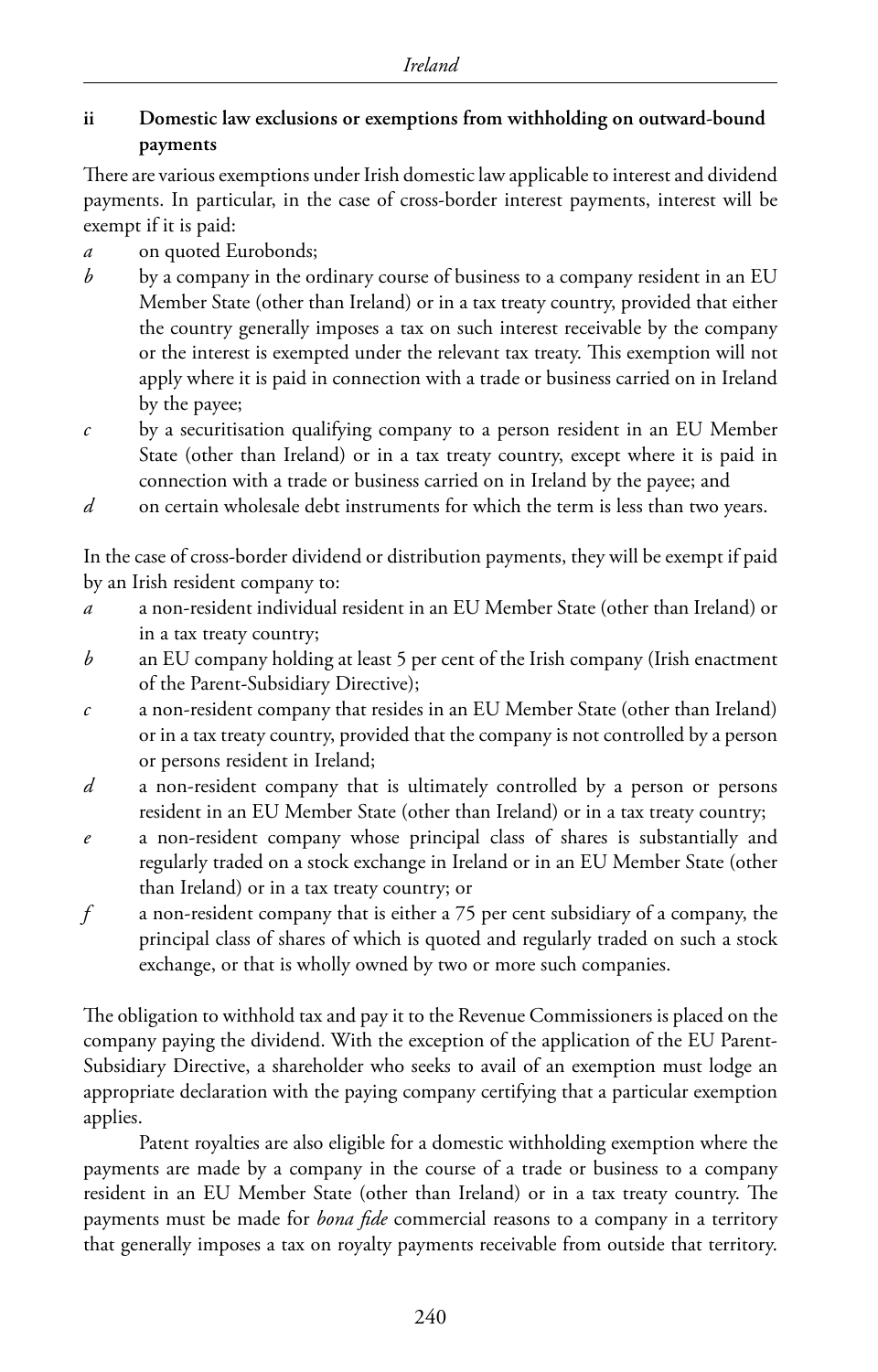### ii Domestic law exclusions or exemptions from withholding on outward-bound payments

There are various exemptions under Irish domestic law applicable to interest and dividend payments. In particular, in the case of cross-border interest payments, interest will be exempt if it is paid:

*a* on quoted Eurobonds;

*b* by a company in the ordinary course of business to a company resident in an EU Member State (other than Ireland) or in a tax treaty country, provided that either the country generally imposes a tax on such interest receivable by the company or the interest is exempted under the relevant tax treaty. This exemption will not apply where it is paid in connection with a trade or business carried on in Ireland by the payee;

*c* by a securitisation qualifying company to a person resident in an EU Member State (other than Ireland) or in a tax treaty country, except where it is paid in connection with a trade or business carried on in Ireland by the payee; and

*d* on certain wholesale debt instruments for which the term is less than two years.

In the case of cross-border dividend or distribution payments, they will be exempt if paid by an Irish resident company to:

*a* a non-resident individual resident in an EU Member State (other than Ireland) or in a tax treaty country;

*b* an EU company holding at least 5 per cent of the Irish company (Irish enactment of the Parent-Subsidiary Directive);

*c* a non-resident company that resides in an EU Member State (other than Ireland) or in a tax treaty country, provided that the company is not controlled by a person or persons resident in Ireland;

*d* a non-resident company that is ultimately controlled by a person or persons resident in an EU Member State (other than Ireland) or in a tax treaty country;

*e* a non-resident company whose principal class of shares is substantially and regularly traded on a stock exchange in Ireland or in an EU Member State (other than Ireland) or in a tax treaty country; or

*f* a non-resident company that is either a 75 per cent subsidiary of a company, the principal class of shares of which is quoted and regularly traded on such a stock exchange, or that is wholly owned by two or more such companies.

The obligation to withhold tax and pay it to the Revenue Commissioners is placed on the company paying the dividend. With the exception of the application of the EU Parent-Subsidiary Directive, a shareholder who seeks to avail of an exemption must lodge an appropriate declaration with the paying company certifying that a particular exemption applies.

Patent royalties are also eligible for a domestic withholding exemption where the payments are made by a company in the course of a trade or business to a company resident in an EU Member State (other than Ireland) or in a tax treaty country. The payments must be made for *bona fide* commercial reasons to a company in a territory that generally imposes a tax on royalty payments receivable from outside that territory.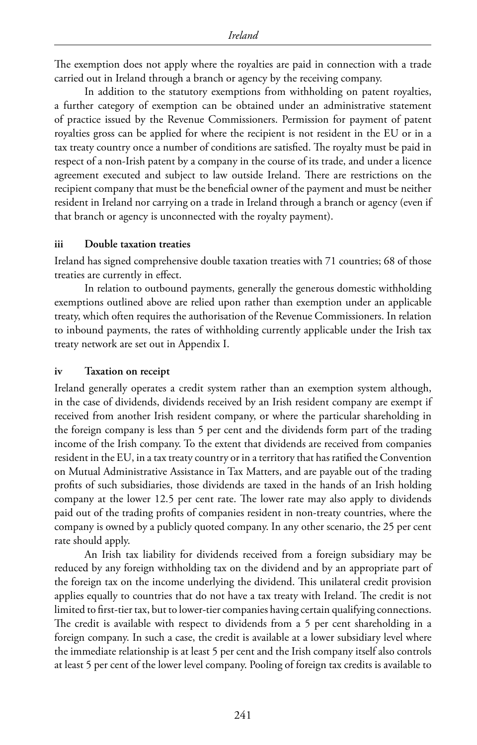The exemption does not apply where the royalties are paid in connection with a trade carried out in Ireland through a branch or agency by the receiving company.

In addition to the statutory exemptions from withholding on patent royalties, a further category of exemption can be obtained under an administrative statement of practice issued by the Revenue Commissioners. Permission for payment of patent royalties gross can be applied for where the recipient is not resident in the EU or in a tax treaty country once a number of conditions are satisfied. The royalty must be paid in respect of a non-Irish patent by a company in the course of its trade, and under a licence agreement executed and subject to law outside Ireland. There are restrictions on the recipient company that must be the beneficial owner of the payment and must be neither resident in Ireland nor carrying on a trade in Ireland through a branch or agency (even if that branch or agency is unconnected with the royalty payment).

### iii Double taxation treaties

Ireland has signed comprehensive double taxation treaties with 71 countries; 68 of those treaties are currently in effect.

In relation to outbound payments, generally the generous domestic withholding exemptions outlined above are relied upon rather than exemption under an applicable treaty, which often requires the authorisation of the Revenue Commissioners. In relation to inbound payments, the rates of withholding currently applicable under the Irish tax treaty network are set out in Appendix I.

### iv Taxation on receipt

Ireland generally operates a credit system rather than an exemption system although, in the case of dividends, dividends received by an Irish resident company are exempt if received from another Irish resident company, or where the particular shareholding in the foreign company is less than 5 per cent and the dividends form part of the trading income of the Irish company. To the extent that dividends are received from companies resident in the EU, in a tax treaty country or in a territory that has ratified the Convention on Mutual Administrative Assistance in Tax Matters, and are payable out of the trading profits of such subsidiaries, those dividends are taxed in the hands of an Irish holding company at the lower 12.5 per cent rate. The lower rate may also apply to dividends paid out of the trading profits of companies resident in non-treaty countries, where the company is owned by a publicly quoted company. In any other scenario, the 25 per cent rate should apply.

An Irish tax liability for dividends received from a foreign subsidiary may be reduced by any foreign withholding tax on the dividend and by an appropriate part of the foreign tax on the income underlying the dividend. This unilateral credit provision applies equally to countries that do not have a tax treaty with Ireland. The credit is not limited to first-tier tax, but to lower-tier companies having certain qualifying connections. The credit is available with respect to dividends from a 5 per cent shareholding in a foreign company. In such a case, the credit is available at a lower subsidiary level where the immediate relationship is at least 5 per cent and the Irish company itself also controls at least 5 per cent of the lower level company. Pooling of foreign tax credits is available to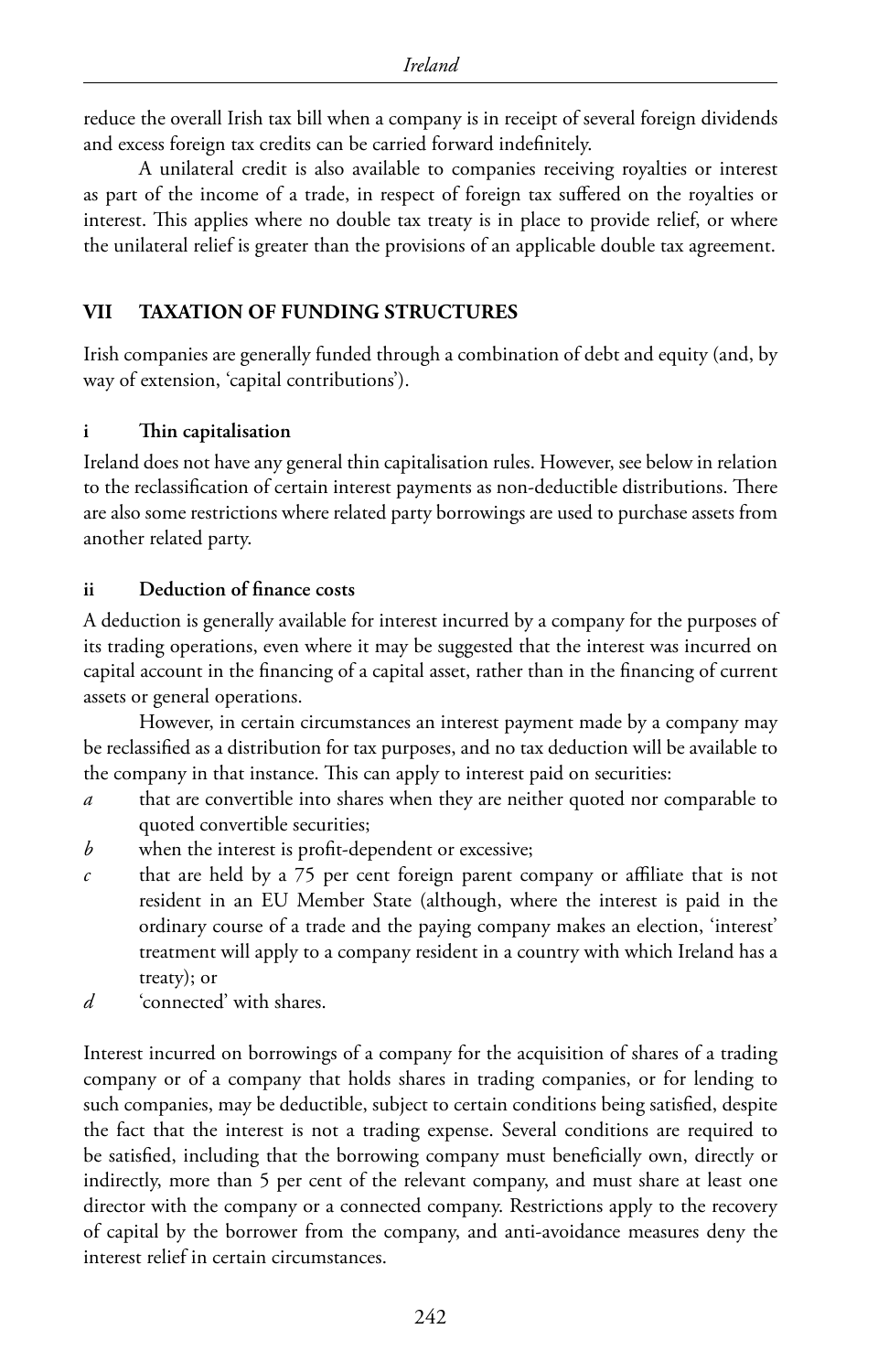reduce the overall Irish tax bill when a company is in receipt of several foreign dividends and excess foreign tax credits can be carried forward indefinitely.

A unilateral credit is also available to companies receiving royalties or interest as part of the income of a trade, in respect of foreign tax suffered on the royalties or interest. This applies where no double tax treaty is in place to provide relief, or where the unilateral relief is greater than the provisions of an applicable double tax agreement.

## VII TAXATION OF FUNDING STRUCTURES

Irish companies are generally funded through a combination of debt and equity (and, by way of extension, 'capital contributions').

### i Thin capitalisation

Ireland does not have any general thin capitalisation rules. However, see below in relation to the reclassification of certain interest payments as non-deductible distributions. There are also some restrictions where related party borrowings are used to purchase assets from another related party.

### ii Deduction of finance costs

A deduction is generally available for interest incurred by a company for the purposes of its trading operations, even where it may be suggested that the interest was incurred on capital account in the financing of a capital asset, rather than in the financing of current assets or general operations.

However, in certain circumstances an interest payment made by a company may be reclassified as a distribution for tax purposes, and no tax deduction will be available to the company in that instance. This can apply to interest paid on securities:

*a* that are convertible into shares when they are neither quoted nor comparable to quoted convertible securities;

*b* when the interest is profit-dependent or excessive;

*c* that are held by a 75 per cent foreign parent company or affiliate that is not resident in an EU Member State (although, where the interest is paid in the ordinary course of a trade and the paying company makes an election, 'interest' treatment will apply to a company resident in a country with which Ireland has a treaty); or

*d* 'connected' with shares.

Interest incurred on borrowings of a company for the acquisition of shares of a trading company or of a company that holds shares in trading companies, or for lending to such companies, may be deductible, subject to certain conditions being satisfied, despite the fact that the interest is not a trading expense. Several conditions are required to be satisfied, including that the borrowing company must beneficially own, directly or indirectly, more than 5 per cent of the relevant company, and must share at least one director with the company or a connected company. Restrictions apply to the recovery of capital by the borrower from the company, and anti-avoidance measures deny the interest relief in certain circumstances.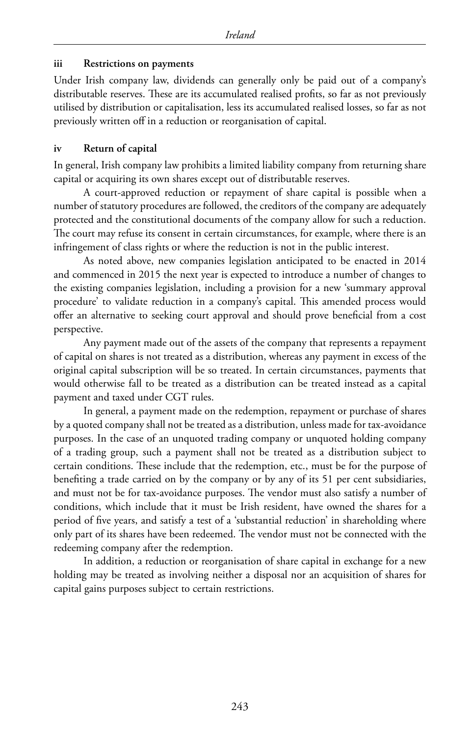### iii Restrictions on payments

Under Irish company law, dividends can generally only be paid out of a company's distributable reserves. These are its accumulated realised profits, so far as not previously utilised by distribution or capitalisation, less its accumulated realised losses, so far as not previously written off in a reduction or reorganisation of capital.

### iv Return of capital

In general, Irish company law prohibits a limited liability company from returning share capital or acquiring its own shares except out of distributable reserves.

A court-approved reduction or repayment of share capital is possible when a number of statutory procedures are followed, the creditors of the company are adequately protected and the constitutional documents of the company allow for such a reduction. The court may refuse its consent in certain circumstances, for example, where there is an infringement of class rights or where the reduction is not in the public interest.

As noted above, new companies legislation anticipated to be enacted in 2014 and commenced in 2015 the next year is expected to introduce a number of changes to the existing companies legislation, including a provision for a new 'summary approval procedure' to validate reduction in a company's capital. This amended process would offer an alternative to seeking court approval and should prove beneficial from a cost perspective.

Any payment made out of the assets of the company that represents a repayment of capital on shares is not treated as a distribution, whereas any payment in excess of the original capital subscription will be so treated. In certain circumstances, payments that would otherwise fall to be treated as a distribution can be treated instead as a capital payment and taxed under CGT rules.

In general, a payment made on the redemption, repayment or purchase of shares by a quoted company shall not be treated as a distribution, unless made for tax-avoidance purposes. In the case of an unquoted trading company or unquoted holding company of a trading group, such a payment shall not be treated as a distribution subject to certain conditions. These include that the redemption, etc., must be for the purpose of benefiting a trade carried on by the company or by any of its 51 per cent subsidiaries, and must not be for tax-avoidance purposes. The vendor must also satisfy a number of conditions, which include that it must be Irish resident, have owned the shares for a period of five years, and satisfy a test of a 'substantial reduction' in shareholding where only part of its shares have been redeemed. The vendor must not be connected with the redeeming company after the redemption.

In addition, a reduction or reorganisation of share capital in exchange for a new holding may be treated as involving neither a disposal nor an acquisition of shares for capital gains purposes subject to certain restrictions.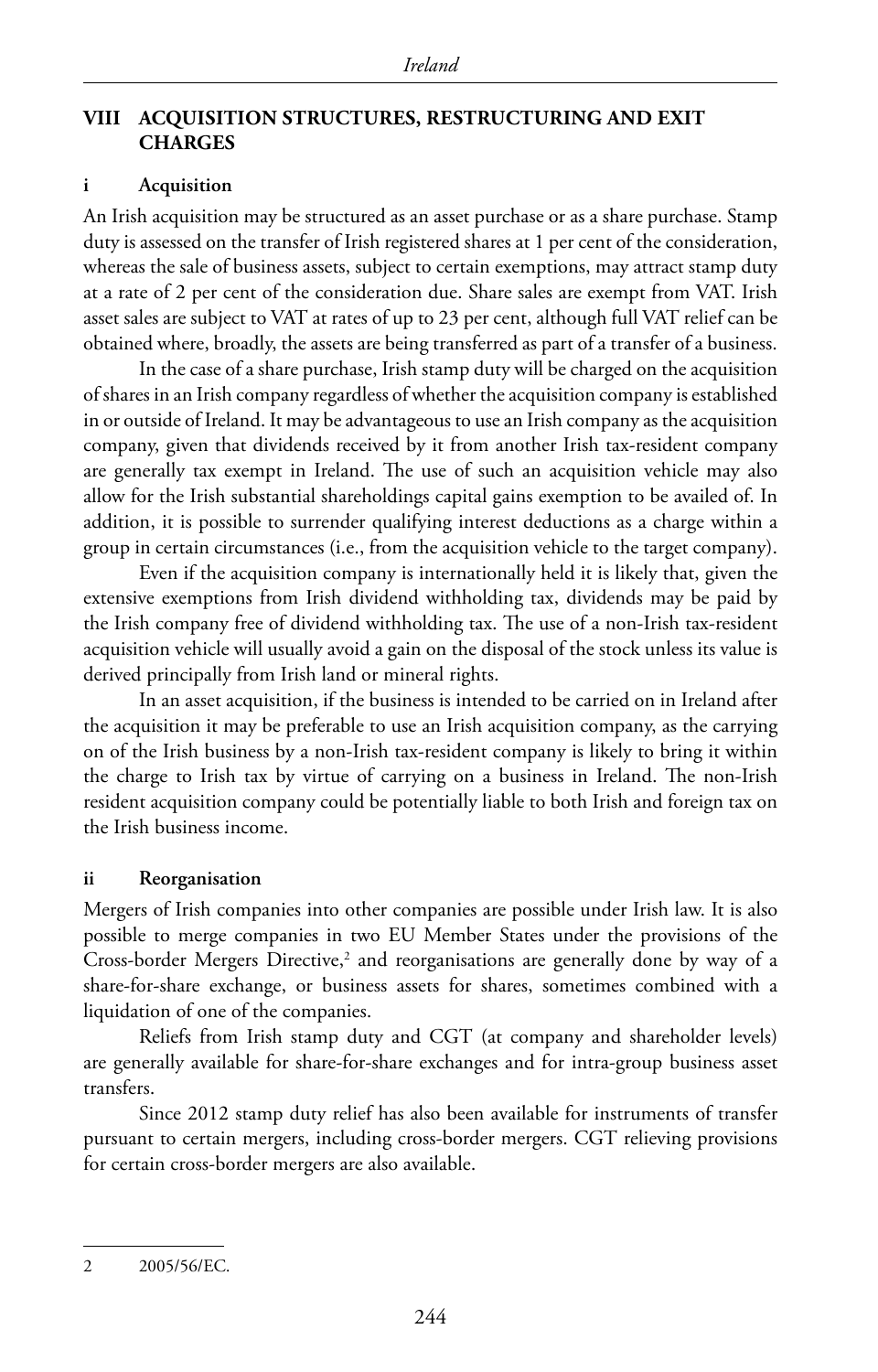## VIII ACQUISITION STRUCTURES, RESTRUCTURING AND EXIT CHARGES

### i Acquisition

An Irish acquisition may be structured as an asset purchase or as a share purchase. Stamp duty is assessed on the transfer of Irish registered shares at 1 per cent of the consideration, whereas the sale of business assets, subject to certain exemptions, may attract stamp duty at a rate of 2 per cent of the consideration due. Share sales are exempt from VAT. Irish asset sales are subject to VAT at rates of up to 23 per cent, although full VAT relief can be obtained where, broadly, the assets are being transferred as part of a transfer of a business.

In the case of a share purchase, Irish stamp duty will be charged on the acquisition of shares in an Irish company regardless of whether the acquisition company is established in or outside of Ireland. It may be advantageous to use an Irish company as the acquisition company, given that dividends received by it from another Irish tax-resident company are generally tax exempt in Ireland. The use of such an acquisition vehicle may also allow for the Irish substantial shareholdings capital gains exemption to be availed of. In addition, it is possible to surrender qualifying interest deductions as a charge within a group in certain circumstances (i.e., from the acquisition vehicle to the target company).

Even if the acquisition company is internationally held it is likely that, given the extensive exemptions from Irish dividend withholding tax, dividends may be paid by the Irish company free of dividend withholding tax. The use of a non-Irish tax-resident acquisition vehicle will usually avoid a gain on the disposal of the stock unless its value is derived principally from Irish land or mineral rights.

In an asset acquisition, if the business is intended to be carried on in Ireland after the acquisition it may be preferable to use an Irish acquisition company, as the carrying on of the Irish business by a non-Irish tax-resident company is likely to bring it within the charge to Irish tax by virtue of carrying on a business in Ireland. The non-Irish resident acquisition company could be potentially liable to both Irish and foreign tax on the Irish business income.

### ii Reorganisation

Mergers of Irish companies into other companies are possible under Irish law. It is also possible to merge companies in two EU Member States under the provisions of the Cross-border Mergers Directive,[2] and reorganisations are generally done by way of a share-for-share exchange, or business assets for shares, sometimes combined with a liquidation of one of the companies.

Reliefs from Irish stamp duty and CGT (at company and shareholder levels) are generally available for share-for-share exchanges and for intra-group business asset transfers.

Since 2012 stamp duty relief has also been available for instruments of transfer pursuant to certain mergers, including cross-border mergers. CGT relieving provisions for certain cross-border mergers are also available.

---

2 2005/56/EC.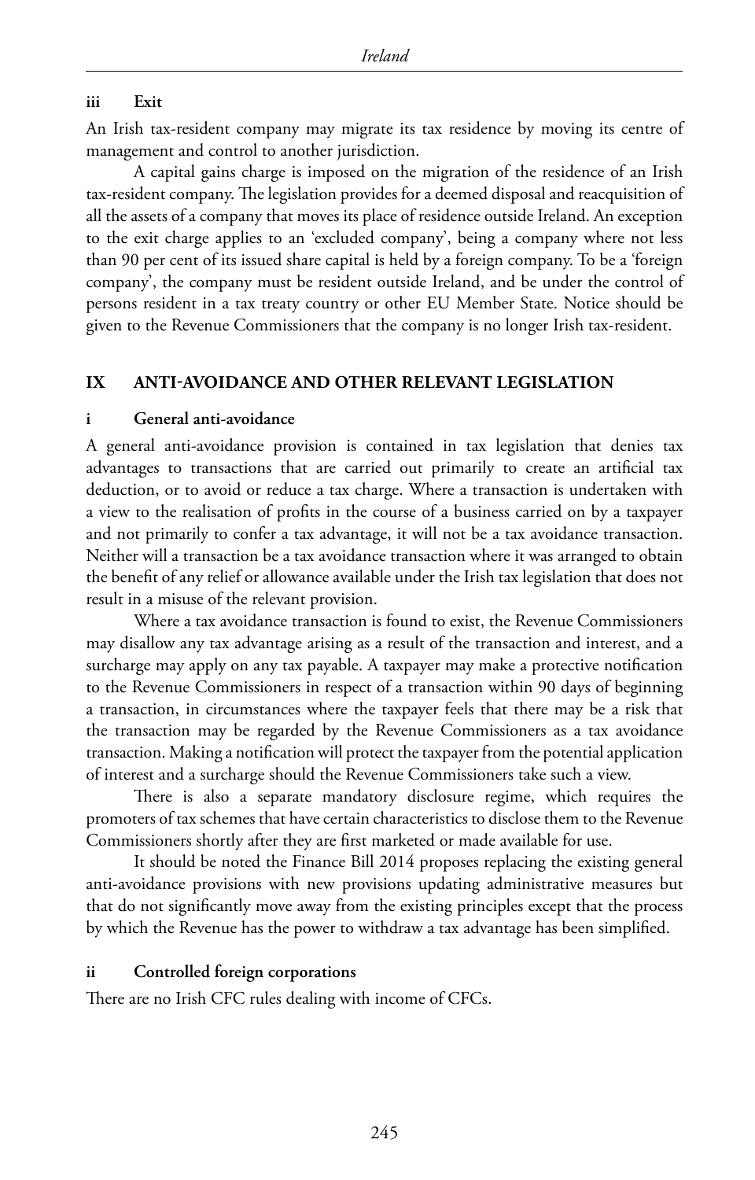### iii Exit

An Irish tax-resident company may migrate its tax residence by moving its centre of management and control to another jurisdiction.

A capital gains charge is imposed on the migration of the residence of an Irish tax-resident company. The legislation provides for a deemed disposal and reacquisition of all the assets of a company that moves its place of residence outside Ireland. An exception to the exit charge applies to an 'excluded company', being a company where not less than 90 per cent of its issued share capital is held by a foreign company. To be a 'foreign company', the company must be resident outside Ireland, and be under the control of persons resident in a tax treaty country or other EU Member State. Notice should be given to the Revenue Commissioners that the company is no longer Irish tax-resident.

## IX ANTI-AVOIDANCE AND OTHER RELEVANT LEGISLATION

### i General anti-avoidance

A general anti-avoidance provision is contained in tax legislation that denies tax advantages to transactions that are carried out primarily to create an artificial tax deduction, or to avoid or reduce a tax charge. Where a transaction is undertaken with a view to the realisation of profits in the course of a business carried on by a taxpayer and not primarily to confer a tax advantage, it will not be a tax avoidance transaction. Neither will a transaction be a tax avoidance transaction where it was arranged to obtain the benefit of any relief or allowance available under the Irish tax legislation that does not result in a misuse of the relevant provision.

Where a tax avoidance transaction is found to exist, the Revenue Commissioners may disallow any tax advantage arising as a result of the transaction and interest, and a surcharge may apply on any tax payable. A taxpayer may make a protective notification to the Revenue Commissioners in respect of a transaction within 90 days of beginning a transaction, in circumstances where the taxpayer feels that there may be a risk that the transaction may be regarded by the Revenue Commissioners as a tax avoidance transaction. Making a notification will protect the taxpayer from the potential application of interest and a surcharge should the Revenue Commissioners take such a view.

There is also a separate mandatory disclosure regime, which requires the promoters of tax schemes that have certain characteristics to disclose them to the Revenue Commissioners shortly after they are first marketed or made available for use.

It should be noted the Finance Bill 2014 proposes replacing the existing general anti-avoidance provisions with new provisions updating administrative measures but that do not significantly move away from the existing principles except that the process by which the Revenue has the power to withdraw a tax advantage has been simplified.

### ii Controlled foreign corporations

There are no Irish CFC rules dealing with income of CFCs.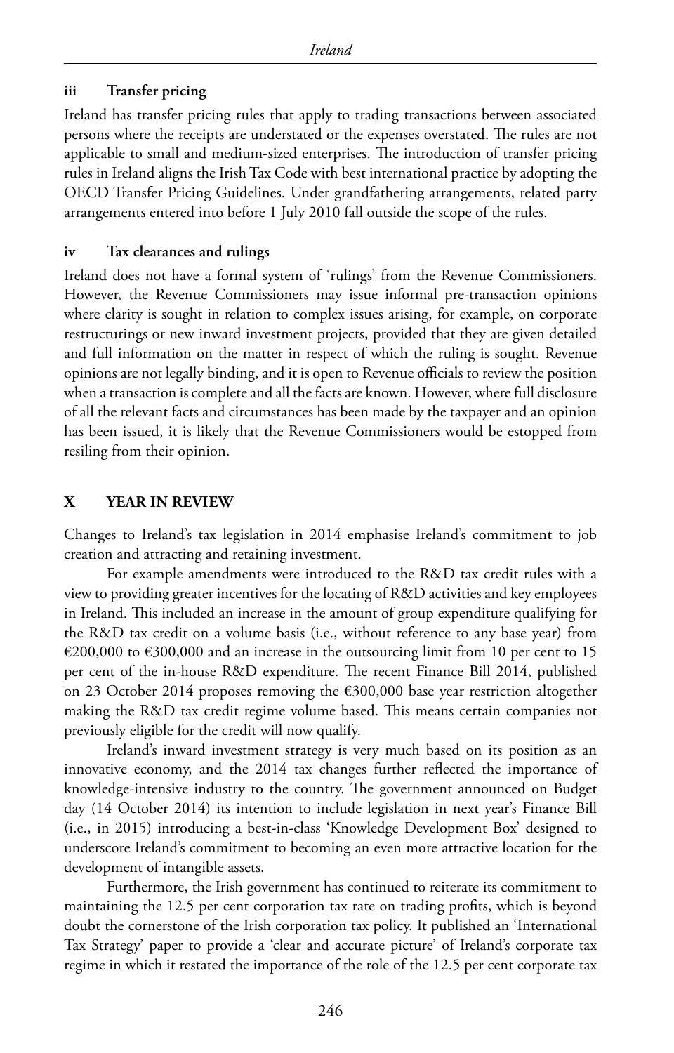### iii Transfer pricing

Ireland has transfer pricing rules that apply to trading transactions between associated persons where the receipts are understated or the expenses overstated. The rules are not applicable to small and medium-sized enterprises. The introduction of transfer pricing rules in Ireland aligns the Irish Tax Code with best international practice by adopting the OECD Transfer Pricing Guidelines. Under grandfathering arrangements, related party arrangements entered into before 1 July 2010 fall outside the scope of the rules.

### iv Tax clearances and rulings

Ireland does not have a formal system of 'rulings' from the Revenue Commissioners. However, the Revenue Commissioners may issue informal pre-transaction opinions where clarity is sought in relation to complex issues arising, for example, on corporate restructurings or new inward investment projects, provided that they are given detailed and full information on the matter in respect of which the ruling is sought. Revenue opinions are not legally binding, and it is open to Revenue officials to review the position when a transaction is complete and all the facts are known. However, where full disclosure of all the relevant facts and circumstances has been made by the taxpayer and an opinion has been issued, it is likely that the Revenue Commissioners would be estopped from resiling from their opinion.

## X YEAR IN REVIEW

Changes to Ireland's tax legislation in 2014 emphasise Ireland's commitment to job creation and attracting and retaining investment.

For example amendments were introduced to the R&D tax credit rules with a view to providing greater incentives for the locating of R&D activities and key employees in Ireland. This included an increase in the amount of group expenditure qualifying for the R&D tax credit on a volume basis (i.e., without reference to any base year) from €200,000 to €300,000 and an increase in the outsourcing limit from 10 per cent to 15 per cent of the in-house R&D expenditure. The recent Finance Bill 2014, published on 23 October 2014 proposes removing the €300,000 base year restriction altogether making the R&D tax credit regime volume based. This means certain companies not previously eligible for the credit will now qualify.

Ireland's inward investment strategy is very much based on its position as an innovative economy, and the 2014 tax changes further reflected the importance of knowledge-intensive industry to the country. The government announced on Budget day (14 October 2014) its intention to include legislation in next year's Finance Bill (i.e., in 2015) introducing a best-in-class 'Knowledge Development Box' designed to underscore Ireland's commitment to becoming an even more attractive location for the development of intangible assets.

Furthermore, the Irish government has continued to reiterate its commitment to maintaining the 12.5 per cent corporation tax rate on trading profits, which is beyond doubt the cornerstone of the Irish corporation tax policy. It published an 'International Tax Strategy' paper to provide a 'clear and accurate picture' of Ireland's corporate tax regime in which it restated the importance of the role of the 12.5 per cent corporate tax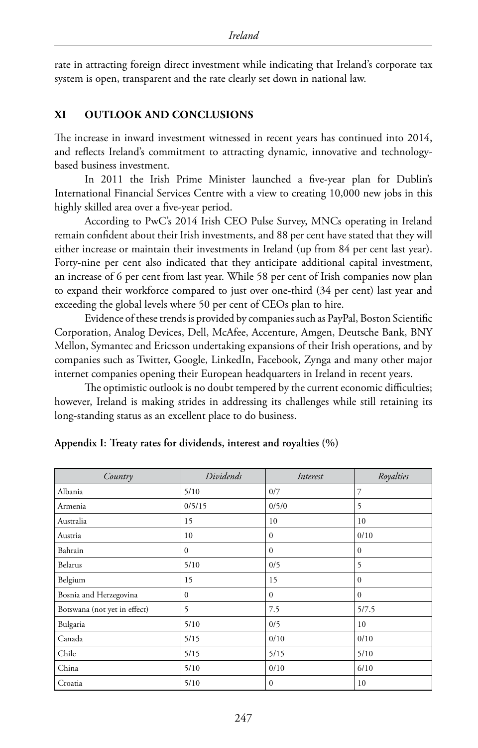rate in attracting foreign direct investment while indicating that Ireland's corporate tax system is open, transparent and the rate clearly set down in national law.

## XI OUTLOOK AND CONCLUSIONS

The increase in inward investment witnessed in recent years has continued into 2014, and reflects Ireland's commitment to attracting dynamic, innovative and technology-based business investment.

In 2011 the Irish Prime Minister launched a five-year plan for Dublin's International Financial Services Centre with a view to creating 10,000 new jobs in this highly skilled area over a five-year period.

According to PwC's 2014 Irish CEO Pulse Survey, MNCs operating in Ireland remain confident about their Irish investments, and 88 per cent have stated that they will either increase or maintain their investments in Ireland (up from 84 per cent last year). Forty-nine per cent also indicated that they anticipate additional capital investment, an increase of 6 per cent from last year. While 58 per cent of Irish companies now plan to expand their workforce compared to just over one-third (34 per cent) last year and exceeding the global levels where 50 per cent of CEOs plan to hire.

Evidence of these trends is provided by companies such as PayPal, Boston Scientific Corporation, Analog Devices, Dell, McAfee, Accenture, Amgen, Deutsche Bank, BNY Mellon, Symantec and Ericsson undertaking expansions of their Irish operations, and by companies such as Twitter, Google, LinkedIn, Facebook, Zynga and many other major internet companies opening their European headquarters in Ireland in recent years.

The optimistic outlook is no doubt tempered by the current economic difficulties; however, Ireland is making strides in addressing its challenges while still retaining its long-standing status as an excellent place to do business.

**Appendix I: Treaty rates for dividends, interest and royalties (%)**

| *Country* | *Dividends* | *Interest* | *Royalties* |
|---|---|---|---|
| Albania | 5/10 | 0/7 | 7 |
| Armenia | 0/5/15 | 0/5/0 | 5 |
| Australia | 15 | 10 | 10 |
| Austria | 10 | 0 | 0/10 |
| Bahrain | 0 | 0 | 0 |
| Belarus | 5/10 | 0/5 | 5 |
| Belgium | 15 | 15 | 0 |
| Bosnia and Herzegovina | 0 | 0 | 0 |
| Botswana (not yet in effect) | 5 | 7.5 | 5/7.5 |
| Bulgaria | 5/10 | 0/5 | 10 |
| Canada | 5/15 | 0/10 | 0/10 |
| Chile | 5/15 | 5/15 | 5/10 |
| China | 5/10 | 0/10 | 6/10 |
| Croatia | 5/10 | 0 | 10 |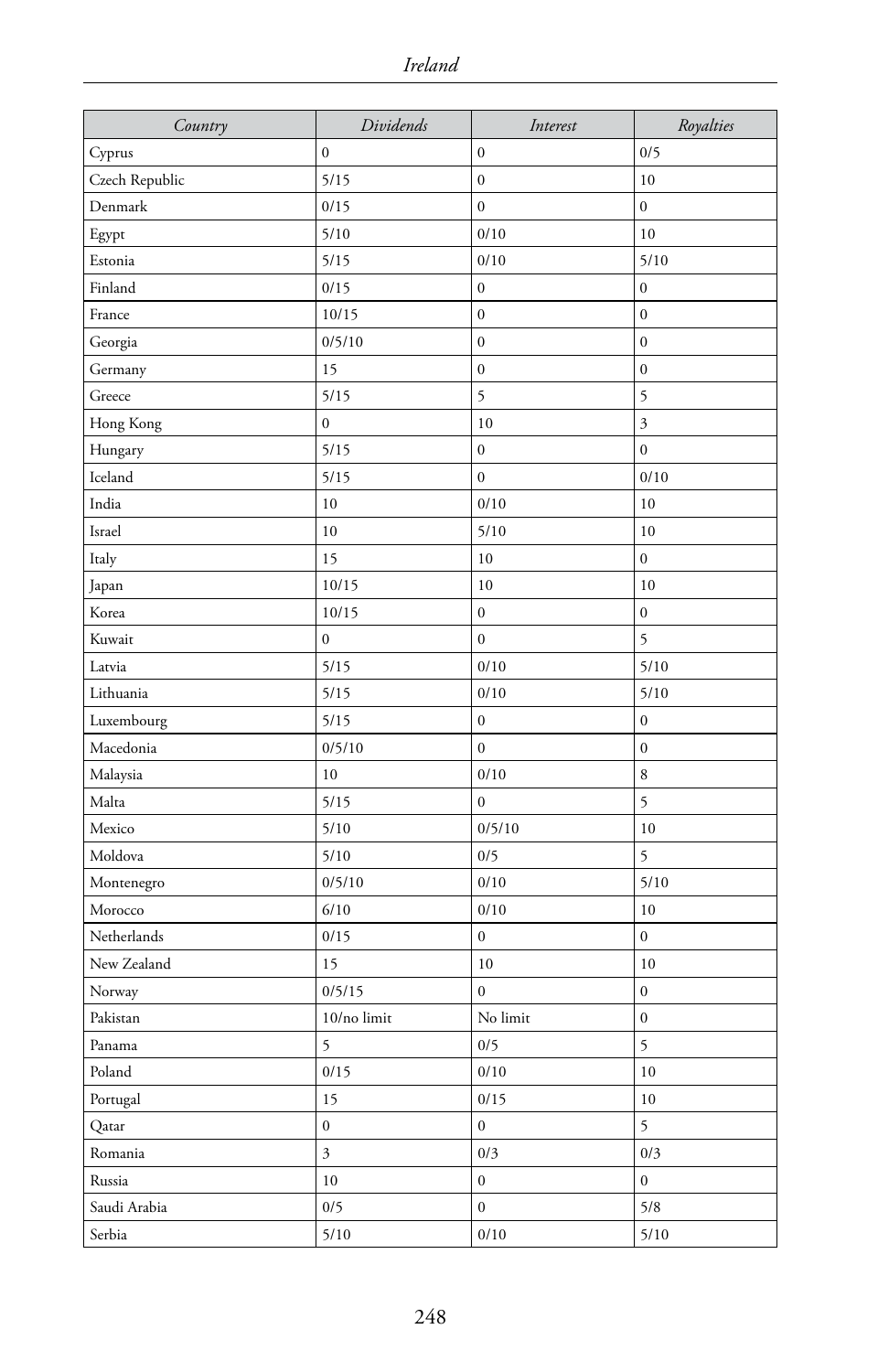| *Country* | *Dividends* | *Interest* | *Royalties* |
|---|---|---|---|
| Cyprus | 0 | 0 | 0/5 |
| Czech Republic | 5/15 | 0 | 10 |
| Denmark | 0/15 | 0 | 0 |
| Egypt | 5/10 | 0/10 | 10 |
| Estonia | 5/15 | 0/10 | 5/10 |
| Finland | 0/15 | 0 | 0 |
| France | 10/15 | 0 | 0 |
| Georgia | 0/5/10 | 0 | 0 |
| Germany | 15 | 0 | 0 |
| Greece | 5/15 | 5 | 5 |
| Hong Kong | 0 | 10 | 3 |
| Hungary | 5/15 | 0 | 0 |
| Iceland | 5/15 | 0 | 0/10 |
| India | 10 | 0/10 | 10 |
| Israel | 10 | 5/10 | 10 |
| Italy | 15 | 10 | 0 |
| Japan | 10/15 | 10 | 10 |
| Korea | 10/15 | 0 | 0 |
| Kuwait | 0 | 0 | 5 |
| Latvia | 5/15 | 0/10 | 5/10 |
| Lithuania | 5/15 | 0/10 | 5/10 |
| Luxembourg | 5/15 | 0 | 0 |
| Macedonia | 0/5/10 | 0 | 0 |
| Malaysia | 10 | 0/10 | 8 |
| Malta | 5/15 | 0 | 5 |
| Mexico | 5/10 | 0/5/10 | 10 |
| Moldova | 5/10 | 0/5 | 5 |
| Montenegro | 0/5/10 | 0/10 | 5/10 |
| Morocco | 6/10 | 0/10 | 10 |
| Netherlands | 0/15 | 0 | 0 |
| New Zealand | 15 | 10 | 10 |
| Norway | 0/5/15 | 0 | 0 |
| Pakistan | 10/no limit | No limit | 0 |
| Panama | 5 | 0/5 | 5 |
| Poland | 0/15 | 0/10 | 10 |
| Portugal | 15 | 0/15 | 10 |
| Qatar | 0 | 0 | 5 |
| Romania | 3 | 0/3 | 0/3 |
| Russia | 10 | 0 | 0 |
| Saudi Arabia | 0/5 | 0 | 5/8 |
| Serbia | 5/10 | 0/10 | 5/10 |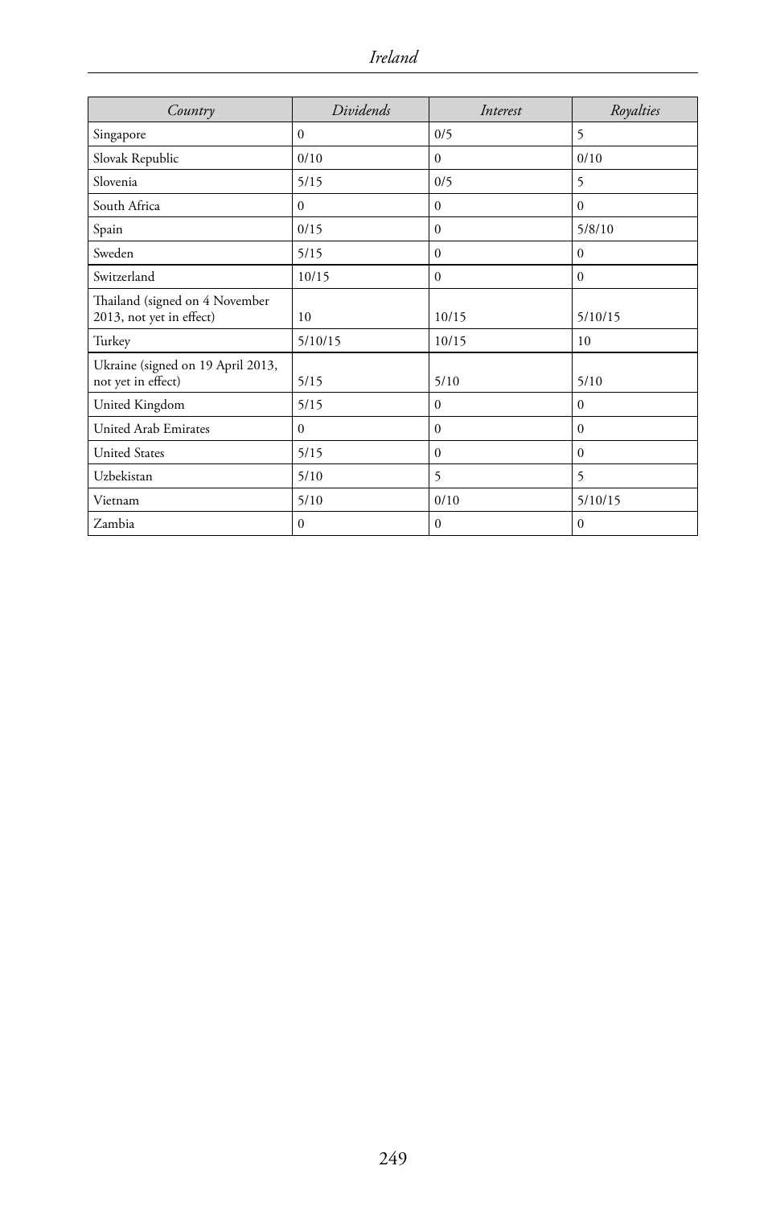| *Country* | *Dividends* | *Interest* | *Royalties* |
|---|---|---|---|
| Singapore | 0 | 0/5 | 5 |
| Slovak Republic | 0/10 | 0 | 0/10 |
| Slovenia | 5/15 | 0/5 | 5 |
| South Africa | 0 | 0 | 0 |
| Spain | 0/15 | 0 | 5/8/10 |
| Sweden | 5/15 | 0 | 0 |
| Switzerland | 10/15 | 0 | 0 |
| Thailand (signed on 4 November 2013, not yet in effect) | 10 | 10/15 | 5/10/15 |
| Turkey | 5/10/15 | 10/15 | 10 |
| Ukraine (signed on 19 April 2013, not yet in effect) | 5/15 | 5/10 | 5/10 |
| United Kingdom | 5/15 | 0 | 0 |
| United Arab Emirates | 0 | 0 | 0 |
| United States | 5/15 | 0 | 0 |
| Uzbekistan | 5/10 | 5 | 5 |
| Vietnam | 5/10 | 0/10 | 5/10/15 |
| Zambia | 0 | 0 | 0 |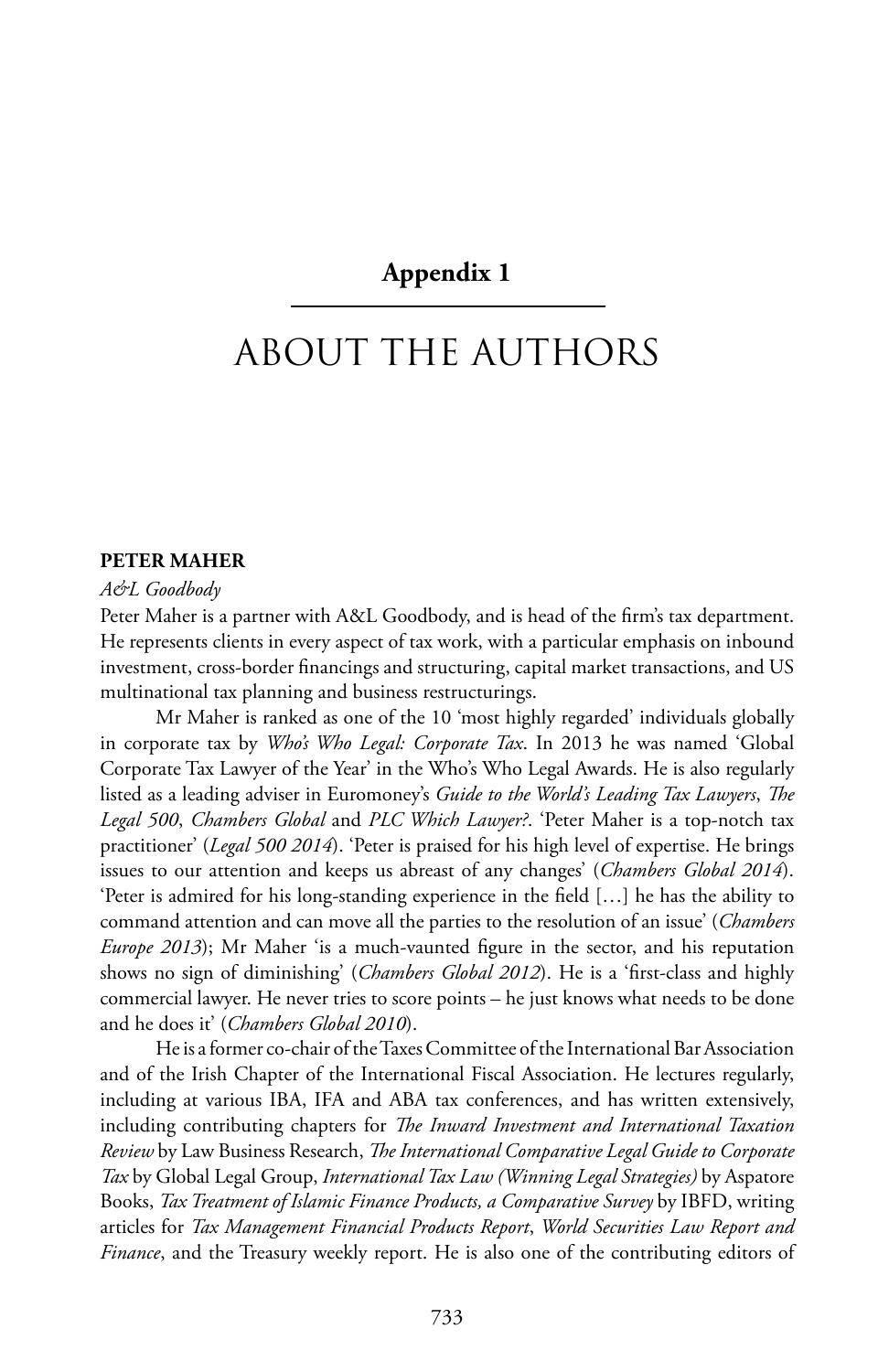# Appendix 1

## ABOUT THE AUTHORS

**PETER MAHER**

*A&L Goodbody*

Peter Maher is a partner with A&L Goodbody, and is head of the firm's tax department. He represents clients in every aspect of tax work, with a particular emphasis on inbound investment, cross-border financings and structuring, capital market transactions, and US multinational tax planning and business restructurings.

Mr Maher is ranked as one of the 10 'most highly regarded' individuals globally in corporate tax by *Who's Who Legal: Corporate Tax*. In 2013 he was named 'Global Corporate Tax Lawyer of the Year' in the Who's Who Legal Awards. He is also regularly listed as a leading adviser in Euromoney's *Guide to the World's Leading Tax Lawyers*, *The Legal 500*, *Chambers Global* and *PLC Which Lawyer?*. 'Peter Maher is a top-notch tax practitioner' (*Legal 500 2014*). 'Peter is praised for his high level of expertise. He brings issues to our attention and keeps us abreast of any changes' (*Chambers Global 2014*). 'Peter is admired for his long-standing experience in the field […] he has the ability to command attention and can move all the parties to the resolution of an issue' (*Chambers Europe 2013*); Mr Maher 'is a much-vaunted figure in the sector, and his reputation shows no sign of diminishing' (*Chambers Global 2012*). He is a 'first-class and highly commercial lawyer. He never tries to score points – he just knows what needs to be done and he does it' (*Chambers Global 2010*).

He is a former co-chair of the Taxes Committee of the International Bar Association and of the Irish Chapter of the International Fiscal Association. He lectures regularly, including at various IBA, IFA and ABA tax conferences, and has written extensively, including contributing chapters for *The Inward Investment and International Taxation Review* by Law Business Research, *The International Comparative Legal Guide to Corporate Tax* by Global Legal Group, *International Tax Law (Winning Legal Strategies)* by Aspatore Books, *Tax Treatment of Islamic Finance Products, a Comparative Survey* by IBFD, writing articles for *Tax Management Financial Products Report*, *World Securities Law Report and Finance*, and the Treasury weekly report. He is also one of the contributing editors of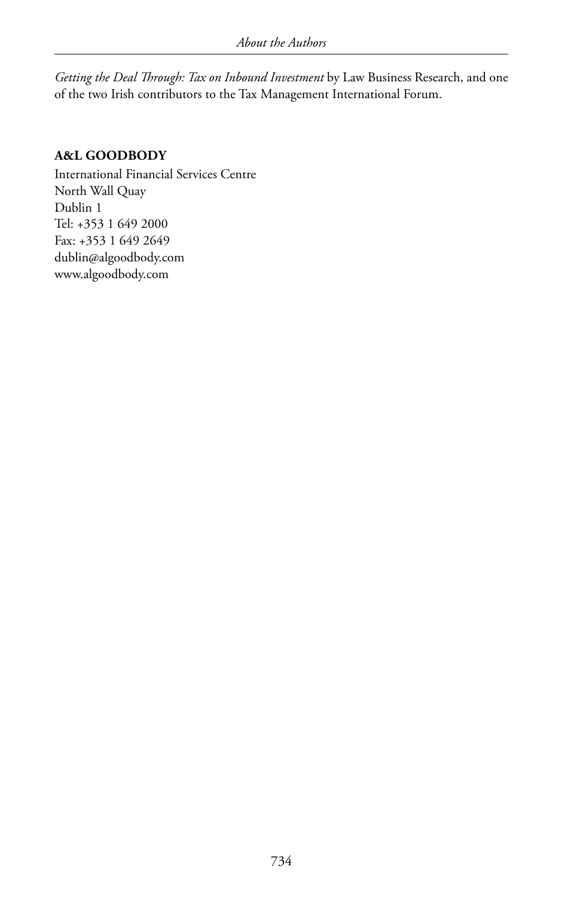*Getting the Deal Through: Tax on Inbound Investment* by Law Business Research, and one of the two Irish contributors to the Tax Management International Forum.

**A&L GOODBODY**

International Financial Services Centre
North Wall Quay
Dublin 1
Tel: +353 1 649 2000
Fax: +353 1 649 2649
dublin@algoodbody.com
www.algoodbody.com